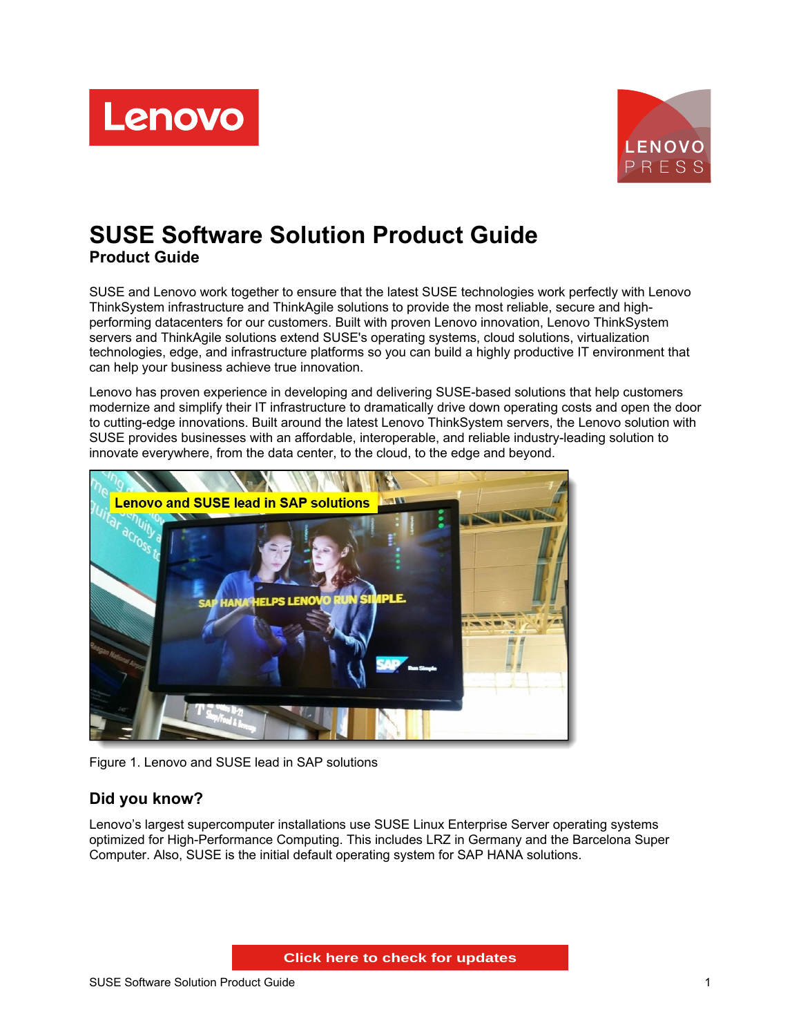# SUSE Software Solution Product Guide

**Product Guide**

SUSE and Lenovo work together to ensure that the latest SUSE technologies work perfectly with Lenovo ThinkSystem infrastructure and ThinkAgile solutions to provide the most reliable, secure and high-performing datacenters for our customers. Built with proven Lenovo innovation, Lenovo ThinkSystem servers and ThinkAgile solutions extend SUSE's operating systems, cloud solutions, virtualization technologies, edge, and infrastructure platforms so you can build a highly productive IT environment that can help your business achieve true innovation.

Lenovo has proven experience in developing and delivering SUSE-based solutions that help customers modernize and simplify their IT infrastructure to dramatically drive down operating costs and open the door to cutting-edge innovations. Built around the latest Lenovo ThinkSystem servers, the Lenovo solution with SUSE provides businesses with an affordable, interoperable, and reliable industry-leading solution to innovate everywhere, from the data center, to the cloud, to the edge and beyond.

Figure 1. Lenovo and SUSE lead in SAP solutions

## Did you know?

Lenovo’s largest supercomputer installations use SUSE Linux Enterprise Server operating systems optimized for High-Performance Computing. This includes LRZ in Germany and the Barcelona Super Computer. Also, SUSE is the initial default operating system for SAP HANA solutions.

Click here to check for updates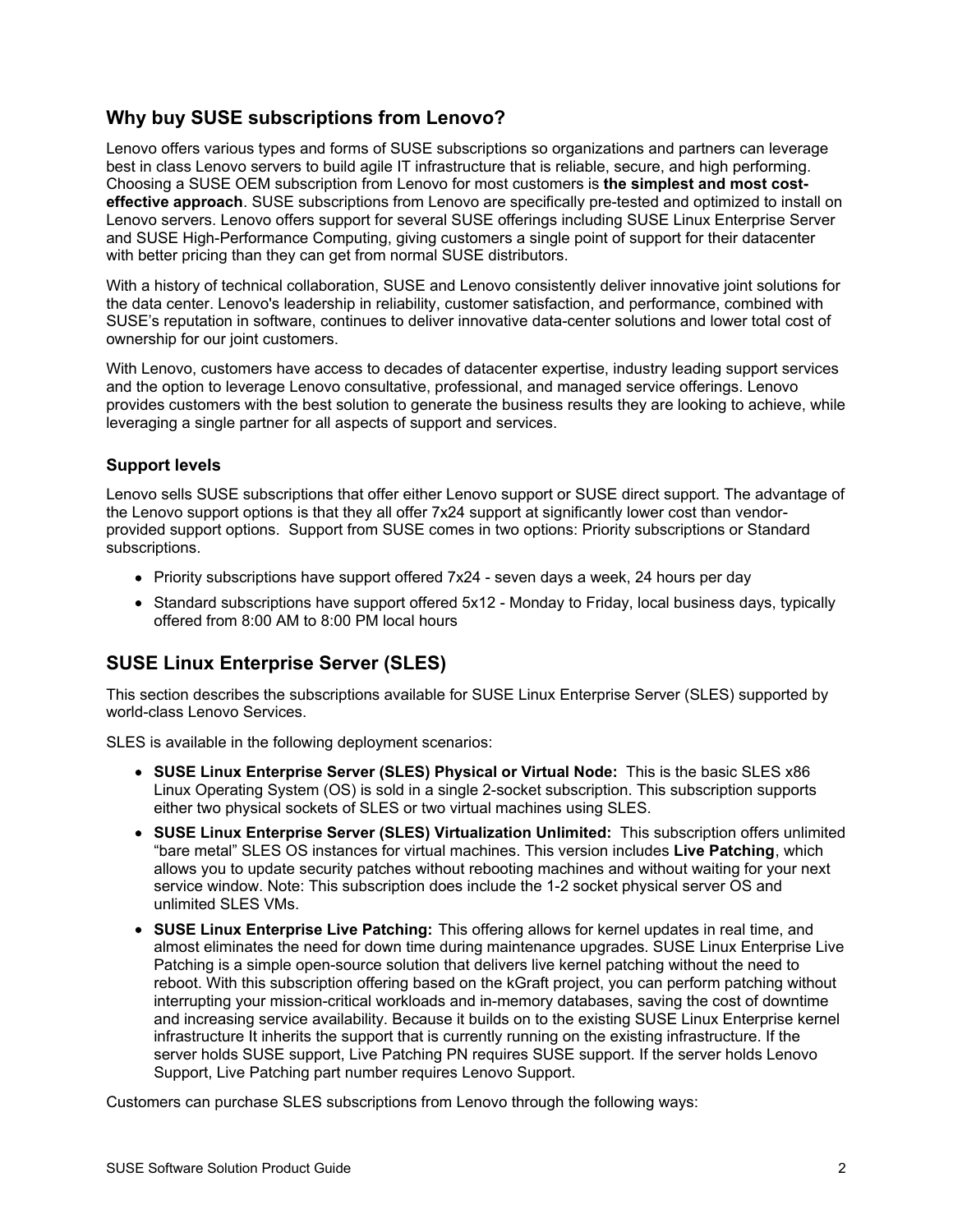## Why buy SUSE subscriptions from Lenovo?

Lenovo offers various types and forms of SUSE subscriptions so organizations and partners can leverage best in class Lenovo servers to build agile IT infrastructure that is reliable, secure, and high performing. Choosing a SUSE OEM subscription from Lenovo for most customers is **the simplest and most cost-effective approach**. SUSE subscriptions from Lenovo are specifically pre-tested and optimized to install on Lenovo servers. Lenovo offers support for several SUSE offerings including SUSE Linux Enterprise Server and SUSE High-Performance Computing, giving customers a single point of support for their datacenter with better pricing than they can get from normal SUSE distributors.

With a history of technical collaboration, SUSE and Lenovo consistently deliver innovative joint solutions for the data center. Lenovo's leadership in reliability, customer satisfaction, and performance, combined with SUSE's reputation in software, continues to deliver innovative data-center solutions and lower total cost of ownership for our joint customers.

With Lenovo, customers have access to decades of datacenter expertise, industry leading support services and the option to leverage Lenovo consultative, professional, and managed service offerings. Lenovo provides customers with the best solution to generate the business results they are looking to achieve, while leveraging a single partner for all aspects of support and services.

### Support levels

Lenovo sells SUSE subscriptions that offer either Lenovo support or SUSE direct support. The advantage of the Lenovo support options is that they all offer 7x24 support at significantly lower cost than vendor-provided support options. Support from SUSE comes in two options: Priority subscriptions or Standard subscriptions.

- Priority subscriptions have support offered 7x24 - seven days a week, 24 hours per day
- Standard subscriptions have support offered 5x12 - Monday to Friday, local business days, typically offered from 8:00 AM to 8:00 PM local hours

## SUSE Linux Enterprise Server (SLES)

This section describes the subscriptions available for SUSE Linux Enterprise Server (SLES) supported by world-class Lenovo Services.

SLES is available in the following deployment scenarios:

- **SUSE Linux Enterprise Server (SLES) Physical or Virtual Node:** This is the basic SLES x86 Linux Operating System (OS) is sold in a single 2-socket subscription. This subscription supports either two physical sockets of SLES or two virtual machines using SLES.
- **SUSE Linux Enterprise Server (SLES) Virtualization Unlimited:** This subscription offers unlimited "bare metal" SLES OS instances for virtual machines. This version includes **Live Patching**, which allows you to update security patches without rebooting machines and without waiting for your next service window. Note: This subscription does include the 1-2 socket physical server OS and unlimited SLES VMs.
- **SUSE Linux Enterprise Live Patching:** This offering allows for kernel updates in real time, and almost eliminates the need for down time during maintenance upgrades. SUSE Linux Enterprise Live Patching is a simple open-source solution that delivers live kernel patching without the need to reboot. With this subscription offering based on the kGraft project, you can perform patching without interrupting your mission-critical workloads and in-memory databases, saving the cost of downtime and increasing service availability. Because it builds on to the existing SUSE Linux Enterprise kernel infrastructure It inherits the support that is currently running on the existing infrastructure. If the server holds SUSE support, Live Patching PN requires SUSE support. If the server holds Lenovo Support, Live Patching part number requires Lenovo Support.

Customers can purchase SLES subscriptions from Lenovo through the following ways: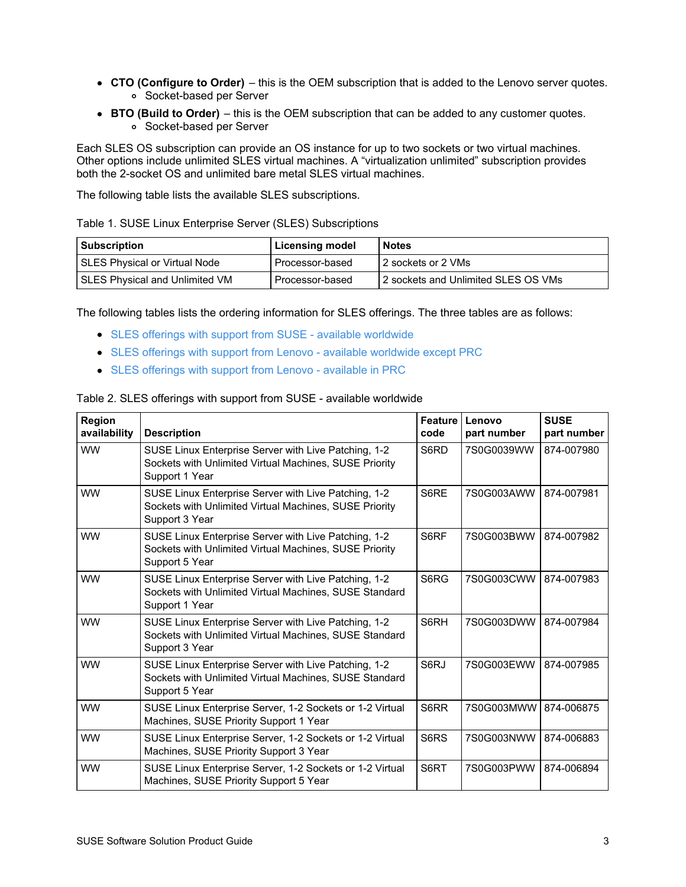- **CTO (Configure to Order)** – this is the OEM subscription that is added to the Lenovo server quotes.
  - Socket-based per Server
- **BTO (Build to Order)** – this is the OEM subscription that can be added to any customer quotes.
  - Socket-based per Server

Each SLES OS subscription can provide an OS instance for up to two sockets or two virtual machines. Other options include unlimited SLES virtual machines. A "virtualization unlimited" subscription provides both the 2-socket OS and unlimited bare metal SLES virtual machines.

The following table lists the available SLES subscriptions.

Table 1. SUSE Linux Enterprise Server (SLES) Subscriptions

| Subscription | Licensing model | Notes |
|---|---|---|
| SLES Physical or Virtual Node | Processor-based | 2 sockets or 2 VMs |
| SLES Physical and Unlimited VM | Processor-based | 2 sockets and Unlimited SLES OS VMs |

The following tables lists the ordering information for SLES offerings. The three tables are as follows:

- SLES offerings with support from SUSE - available worldwide
- SLES offerings with support from Lenovo - available worldwide except PRC
- SLES offerings with support from Lenovo - available in PRC

Table 2. SLES offerings with support from SUSE - available worldwide

| Region availability | Description | Feature code | Lenovo part number | SUSE part number |
|---|---|---|---|---|
| WW | SUSE Linux Enterprise Server with Live Patching, 1-2 Sockets with Unlimited Virtual Machines, SUSE Priority Support 1 Year | S6RD | 7S0G0039WW | 874-007980 |
| WW | SUSE Linux Enterprise Server with Live Patching, 1-2 Sockets with Unlimited Virtual Machines, SUSE Priority Support 3 Year | S6RE | 7S0G003AWW | 874-007981 |
| WW | SUSE Linux Enterprise Server with Live Patching, 1-2 Sockets with Unlimited Virtual Machines, SUSE Priority Support 5 Year | S6RF | 7S0G003BWW | 874-007982 |
| WW | SUSE Linux Enterprise Server with Live Patching, 1-2 Sockets with Unlimited Virtual Machines, SUSE Standard Support 1 Year | S6RG | 7S0G003CWW | 874-007983 |
| WW | SUSE Linux Enterprise Server with Live Patching, 1-2 Sockets with Unlimited Virtual Machines, SUSE Standard Support 3 Year | S6RH | 7S0G003DWW | 874-007984 |
| WW | SUSE Linux Enterprise Server with Live Patching, 1-2 Sockets with Unlimited Virtual Machines, SUSE Standard Support 5 Year | S6RJ | 7S0G003EWW | 874-007985 |
| WW | SUSE Linux Enterprise Server, 1-2 Sockets or 1-2 Virtual Machines, SUSE Priority Support 1 Year | S6RR | 7S0G003MWW | 874-006875 |
| WW | SUSE Linux Enterprise Server, 1-2 Sockets or 1-2 Virtual Machines, SUSE Priority Support 3 Year | S6RS | 7S0G003NWW | 874-006883 |
| WW | SUSE Linux Enterprise Server, 1-2 Sockets or 1-2 Virtual Machines, SUSE Priority Support 5 Year | S6RT | 7S0G003PWW | 874-006894 |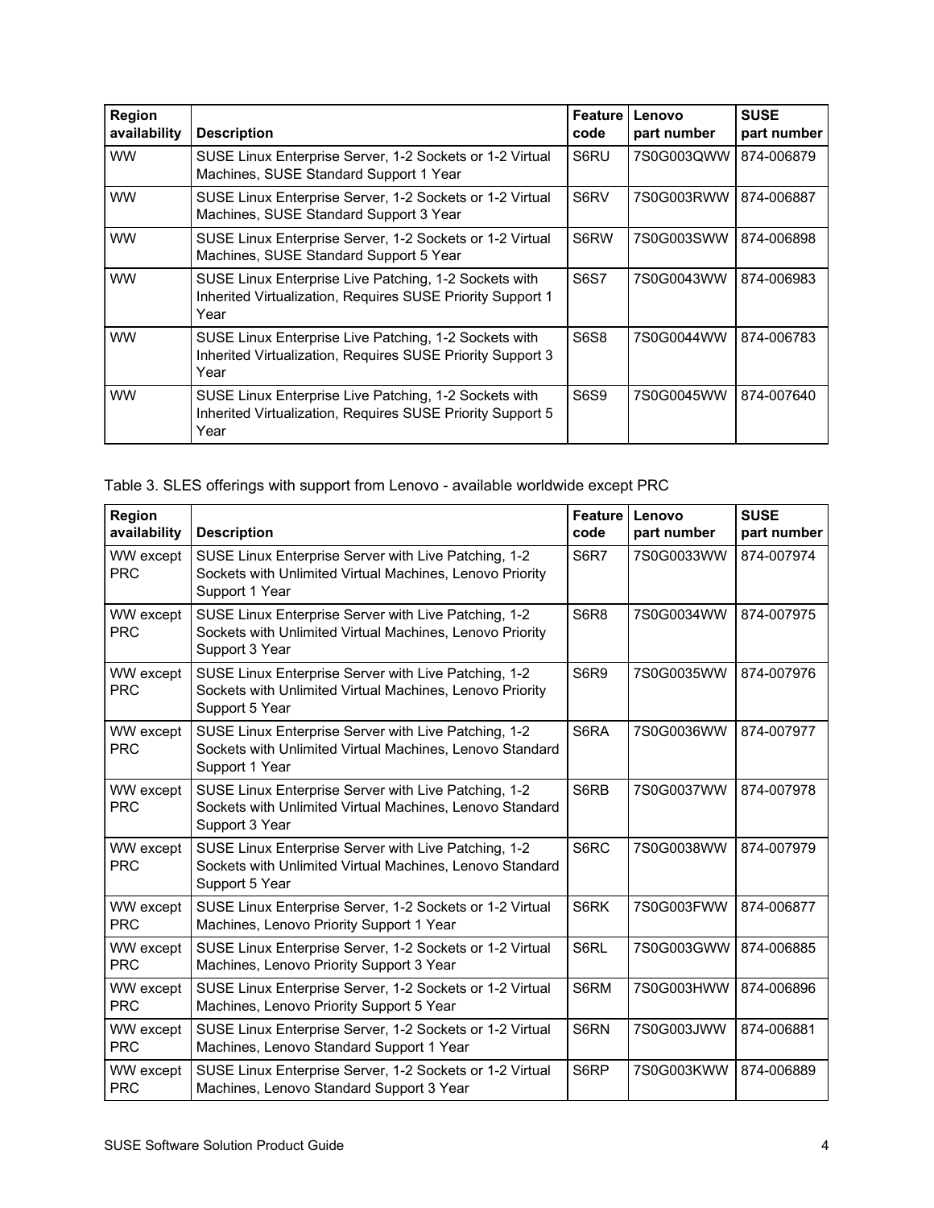| Region availability | Description | Feature code | Lenovo part number | SUSE part number |
|---|---|---|---|---|
| WW | SUSE Linux Enterprise Server, 1-2 Sockets or 1-2 Virtual Machines, SUSE Standard Support 1 Year | S6RU | 7S0G003QWW | 874-006879 |
| WW | SUSE Linux Enterprise Server, 1-2 Sockets or 1-2 Virtual Machines, SUSE Standard Support 3 Year | S6RV | 7S0G003RWW | 874-006887 |
| WW | SUSE Linux Enterprise Server, 1-2 Sockets or 1-2 Virtual Machines, SUSE Standard Support 5 Year | S6RW | 7S0G003SWW | 874-006898 |
| WW | SUSE Linux Enterprise Live Patching, 1-2 Sockets with Inherited Virtualization, Requires SUSE Priority Support 1 Year | S6S7 | 7S0G0043WW | 874-006983 |
| WW | SUSE Linux Enterprise Live Patching, 1-2 Sockets with Inherited Virtualization, Requires SUSE Priority Support 3 Year | S6S8 | 7S0G0044WW | 874-006783 |
| WW | SUSE Linux Enterprise Live Patching, 1-2 Sockets with Inherited Virtualization, Requires SUSE Priority Support 5 Year | S6S9 | 7S0G0045WW | 874-007640 |

Table 3. SLES offerings with support from Lenovo - available worldwide except PRC

| Region availability | Description | Feature code | Lenovo part number | SUSE part number |
|---|---|---|---|---|
| WW except PRC | SUSE Linux Enterprise Server with Live Patching, 1-2 Sockets with Unlimited Virtual Machines, Lenovo Priority Support 1 Year | S6R7 | 7S0G0033WW | 874-007974 |
| WW except PRC | SUSE Linux Enterprise Server with Live Patching, 1-2 Sockets with Unlimited Virtual Machines, Lenovo Priority Support 3 Year | S6R8 | 7S0G0034WW | 874-007975 |
| WW except PRC | SUSE Linux Enterprise Server with Live Patching, 1-2 Sockets with Unlimited Virtual Machines, Lenovo Priority Support 5 Year | S6R9 | 7S0G0035WW | 874-007976 |
| WW except PRC | SUSE Linux Enterprise Server with Live Patching, 1-2 Sockets with Unlimited Virtual Machines, Lenovo Standard Support 1 Year | S6RA | 7S0G0036WW | 874-007977 |
| WW except PRC | SUSE Linux Enterprise Server with Live Patching, 1-2 Sockets with Unlimited Virtual Machines, Lenovo Standard Support 3 Year | S6RB | 7S0G0037WW | 874-007978 |
| WW except PRC | SUSE Linux Enterprise Server with Live Patching, 1-2 Sockets with Unlimited Virtual Machines, Lenovo Standard Support 5 Year | S6RC | 7S0G0038WW | 874-007979 |
| WW except PRC | SUSE Linux Enterprise Server, 1-2 Sockets or 1-2 Virtual Machines, Lenovo Priority Support 1 Year | S6RK | 7S0G003FWW | 874-006877 |
| WW except PRC | SUSE Linux Enterprise Server, 1-2 Sockets or 1-2 Virtual Machines, Lenovo Priority Support 3 Year | S6RL | 7S0G003GWW | 874-006885 |
| WW except PRC | SUSE Linux Enterprise Server, 1-2 Sockets or 1-2 Virtual Machines, Lenovo Priority Support 5 Year | S6RM | 7S0G003HWW | 874-006896 |
| WW except PRC | SUSE Linux Enterprise Server, 1-2 Sockets or 1-2 Virtual Machines, Lenovo Standard Support 1 Year | S6RN | 7S0G003JWW | 874-006881 |
| WW except PRC | SUSE Linux Enterprise Server, 1-2 Sockets or 1-2 Virtual Machines, Lenovo Standard Support 3 Year | S6RP | 7S0G003KWW | 874-006889 |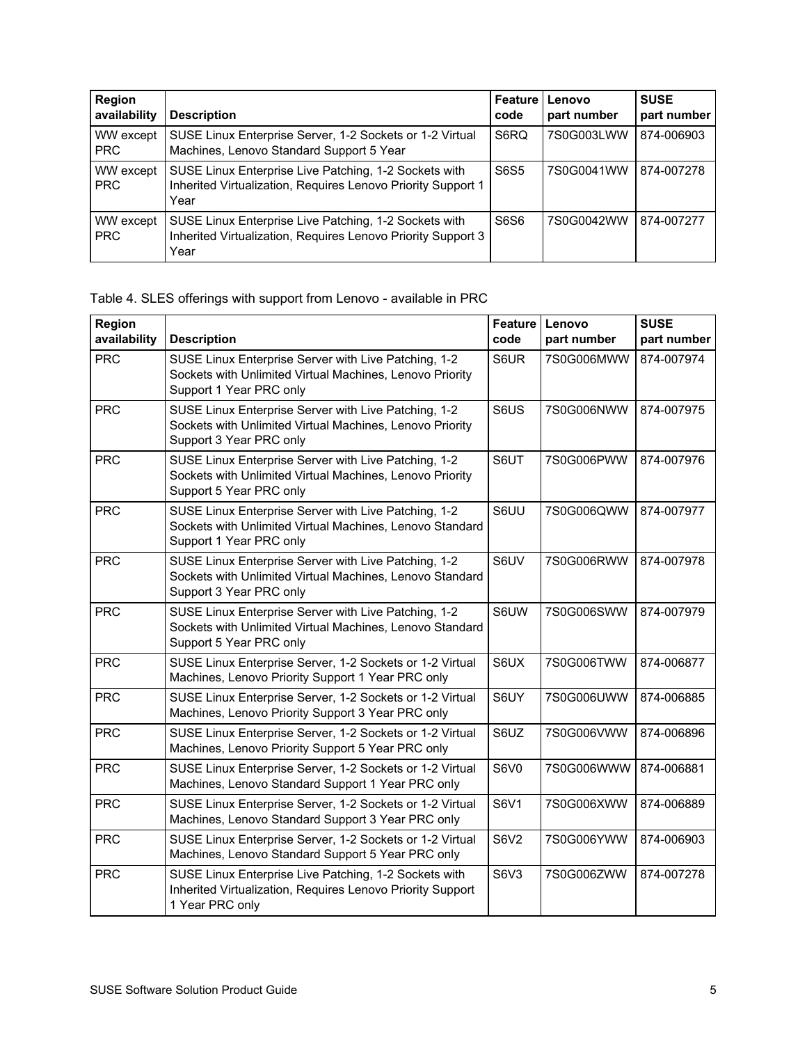| Region availability | Description | Feature code | Lenovo part number | SUSE part number |
|---|---|---|---|---|
| WW except PRC | SUSE Linux Enterprise Server, 1-2 Sockets or 1-2 Virtual Machines, Lenovo Standard Support 5 Year | S6RQ | 7S0G003LWW | 874-006903 |
| WW except PRC | SUSE Linux Enterprise Live Patching, 1-2 Sockets with Inherited Virtualization, Requires Lenovo Priority Support 1 Year | S6S5 | 7S0G0041WW | 874-007278 |
| WW except PRC | SUSE Linux Enterprise Live Patching, 1-2 Sockets with Inherited Virtualization, Requires Lenovo Priority Support 3 Year | S6S6 | 7S0G0042WW | 874-007277 |

Table 4. SLES offerings with support from Lenovo - available in PRC

| Region availability | Description | Feature code | Lenovo part number | SUSE part number |
|---|---|---|---|---|
| PRC | SUSE Linux Enterprise Server with Live Patching, 1-2 Sockets with Unlimited Virtual Machines, Lenovo Priority Support 1 Year PRC only | S6UR | 7S0G006MWW | 874-007974 |
| PRC | SUSE Linux Enterprise Server with Live Patching, 1-2 Sockets with Unlimited Virtual Machines, Lenovo Priority Support 3 Year PRC only | S6US | 7S0G006NWW | 874-007975 |
| PRC | SUSE Linux Enterprise Server with Live Patching, 1-2 Sockets with Unlimited Virtual Machines, Lenovo Priority Support 5 Year PRC only | S6UT | 7S0G006PWW | 874-007976 |
| PRC | SUSE Linux Enterprise Server with Live Patching, 1-2 Sockets with Unlimited Virtual Machines, Lenovo Standard Support 1 Year PRC only | S6UU | 7S0G006QWW | 874-007977 |
| PRC | SUSE Linux Enterprise Server with Live Patching, 1-2 Sockets with Unlimited Virtual Machines, Lenovo Standard Support 3 Year PRC only | S6UV | 7S0G006RWW | 874-007978 |
| PRC | SUSE Linux Enterprise Server with Live Patching, 1-2 Sockets with Unlimited Virtual Machines, Lenovo Standard Support 5 Year PRC only | S6UW | 7S0G006SWW | 874-007979 |
| PRC | SUSE Linux Enterprise Server, 1-2 Sockets or 1-2 Virtual Machines, Lenovo Priority Support 1 Year PRC only | S6UX | 7S0G006TWW | 874-006877 |
| PRC | SUSE Linux Enterprise Server, 1-2 Sockets or 1-2 Virtual Machines, Lenovo Priority Support 3 Year PRC only | S6UY | 7S0G006UWW | 874-006885 |
| PRC | SUSE Linux Enterprise Server, 1-2 Sockets or 1-2 Virtual Machines, Lenovo Priority Support 5 Year PRC only | S6UZ | 7S0G006VWW | 874-006896 |
| PRC | SUSE Linux Enterprise Server, 1-2 Sockets or 1-2 Virtual Machines, Lenovo Standard Support 1 Year PRC only | S6V0 | 7S0G006WWW | 874-006881 |
| PRC | SUSE Linux Enterprise Server, 1-2 Sockets or 1-2 Virtual Machines, Lenovo Standard Support 3 Year PRC only | S6V1 | 7S0G006XWW | 874-006889 |
| PRC | SUSE Linux Enterprise Server, 1-2 Sockets or 1-2 Virtual Machines, Lenovo Standard Support 5 Year PRC only | S6V2 | 7S0G006YWW | 874-006903 |
| PRC | SUSE Linux Enterprise Live Patching, 1-2 Sockets with Inherited Virtualization, Requires Lenovo Priority Support 1 Year PRC only | S6V3 | 7S0G006ZWW | 874-007278 |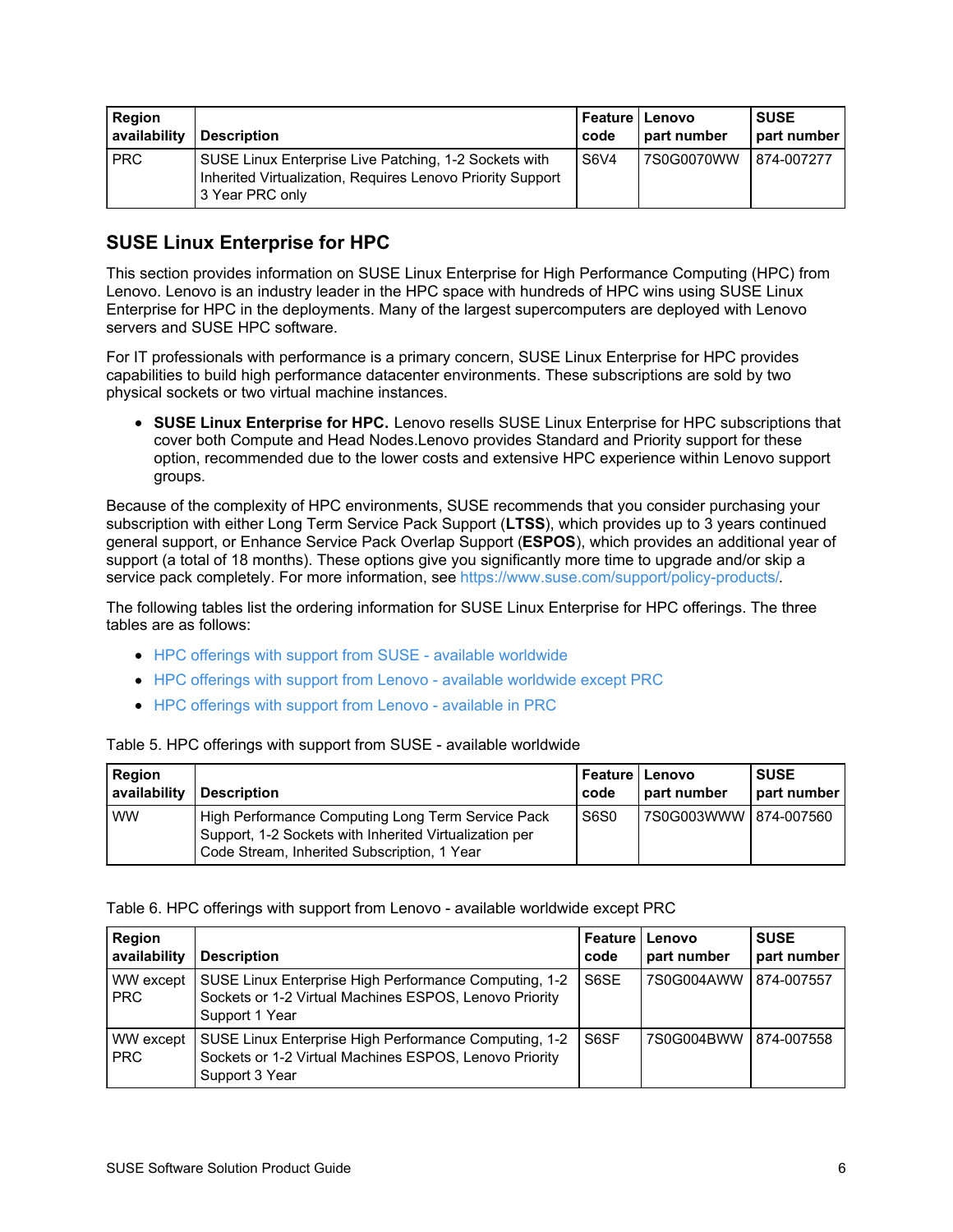| Region availability | Description | Feature code | Lenovo part number | SUSE part number |
|---|---|---|---|---|
| PRC | SUSE Linux Enterprise Live Patching, 1-2 Sockets with Inherited Virtualization, Requires Lenovo Priority Support 3 Year PRC only | S6V4 | 7S0G0070WW | 874-007277 |

## SUSE Linux Enterprise for HPC

This section provides information on SUSE Linux Enterprise for High Performance Computing (HPC) from Lenovo. Lenovo is an industry leader in the HPC space with hundreds of HPC wins using SUSE Linux Enterprise for HPC in the deployments. Many of the largest supercomputers are deployed with Lenovo servers and SUSE HPC software.

For IT professionals with performance is a primary concern, SUSE Linux Enterprise for HPC provides capabilities to build high performance datacenter environments. These subscriptions are sold by two physical sockets or two virtual machine instances.

- **SUSE Linux Enterprise for HPC.** Lenovo resells SUSE Linux Enterprise for HPC subscriptions that cover both Compute and Head Nodes.Lenovo provides Standard and Priority support for these option, recommended due to the lower costs and extensive HPC experience within Lenovo support groups.

Because of the complexity of HPC environments, SUSE recommends that you consider purchasing your subscription with either Long Term Service Pack Support (**LTSS**), which provides up to 3 years continued general support, or Enhance Service Pack Overlap Support (**ESPOS**), which provides an additional year of support (a total of 18 months). These options give you significantly more time to upgrade and/or skip a service pack completely. For more information, see https://www.suse.com/support/policy-products/.

The following tables list the ordering information for SUSE Linux Enterprise for HPC offerings. The three tables are as follows:

- HPC offerings with support from SUSE - available worldwide
- HPC offerings with support from Lenovo - available worldwide except PRC
- HPC offerings with support from Lenovo - available in PRC

Table 5. HPC offerings with support from SUSE - available worldwide

| Region availability | Description | Feature code | Lenovo part number | SUSE part number |
|---|---|---|---|---|
| WW | High Performance Computing Long Term Service Pack Support, 1-2 Sockets with Inherited Virtualization per Code Stream, Inherited Subscription, 1 Year | S6S0 | 7S0G003WWW | 874-007560 |

Table 6. HPC offerings with support from Lenovo - available worldwide except PRC

| Region availability | Description | Feature code | Lenovo part number | SUSE part number |
|---|---|---|---|---|
| WW except PRC | SUSE Linux Enterprise High Performance Computing, 1-2 Sockets or 1-2 Virtual Machines ESPOS, Lenovo Priority Support 1 Year | S6SE | 7S0G004AWW | 874-007557 |
| WW except PRC | SUSE Linux Enterprise High Performance Computing, 1-2 Sockets or 1-2 Virtual Machines ESPOS, Lenovo Priority Support 3 Year | S6SF | 7S0G004BWW | 874-007558 |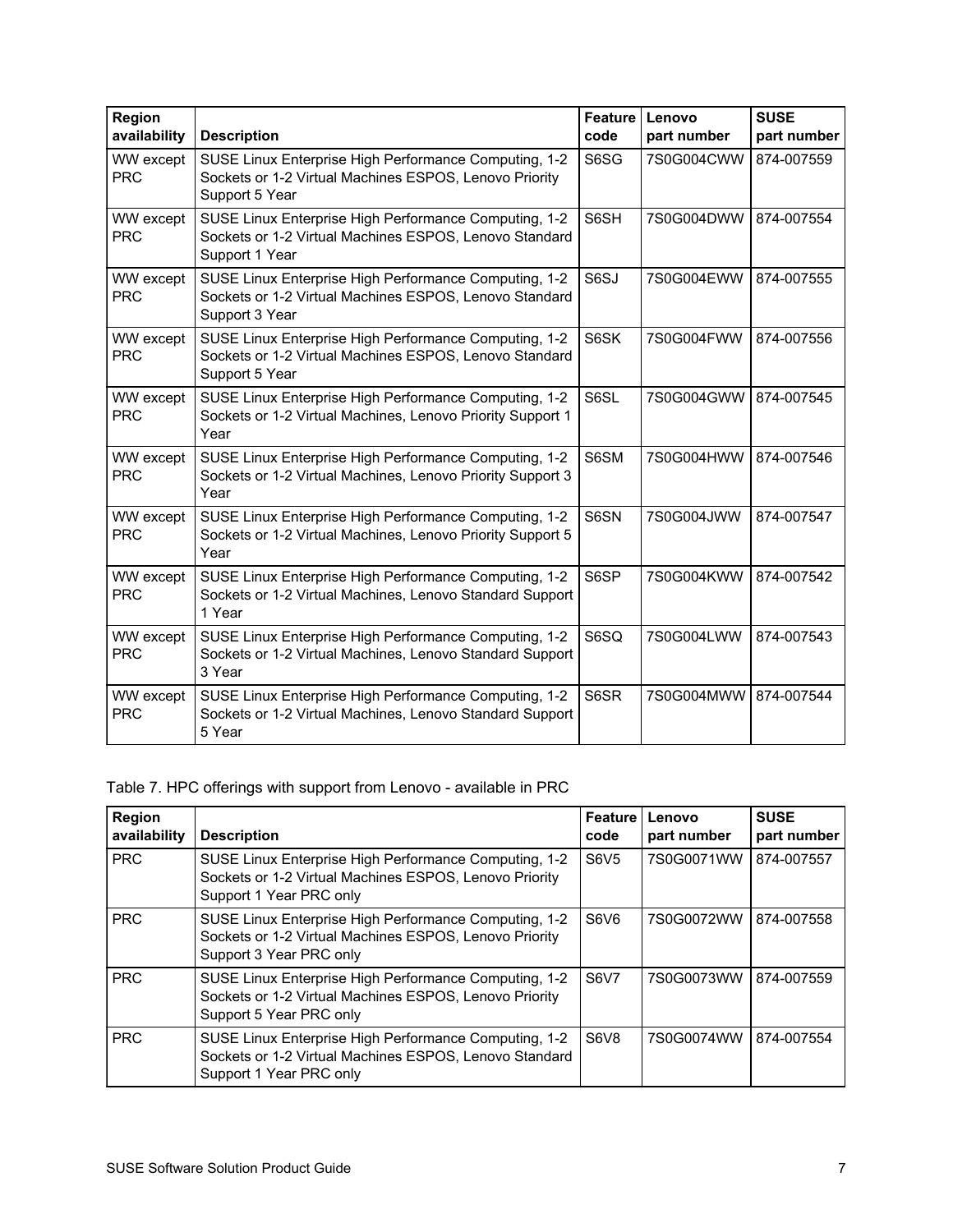| Region availability | Description | Feature code | Lenovo part number | SUSE part number |
|---|---|---|---|---|
| WW except PRC | SUSE Linux Enterprise High Performance Computing, 1-2 Sockets or 1-2 Virtual Machines ESPOS, Lenovo Priority Support 5 Year | S6SG | 7S0G004CWW | 874-007559 |
| WW except PRC | SUSE Linux Enterprise High Performance Computing, 1-2 Sockets or 1-2 Virtual Machines ESPOS, Lenovo Standard Support 1 Year | S6SH | 7S0G004DWW | 874-007554 |
| WW except PRC | SUSE Linux Enterprise High Performance Computing, 1-2 Sockets or 1-2 Virtual Machines ESPOS, Lenovo Standard Support 3 Year | S6SJ | 7S0G004EWW | 874-007555 |
| WW except PRC | SUSE Linux Enterprise High Performance Computing, 1-2 Sockets or 1-2 Virtual Machines ESPOS, Lenovo Standard Support 5 Year | S6SK | 7S0G004FWW | 874-007556 |
| WW except PRC | SUSE Linux Enterprise High Performance Computing, 1-2 Sockets or 1-2 Virtual Machines, Lenovo Priority Support 1 Year | S6SL | 7S0G004GWW | 874-007545 |
| WW except PRC | SUSE Linux Enterprise High Performance Computing, 1-2 Sockets or 1-2 Virtual Machines, Lenovo Priority Support 3 Year | S6SM | 7S0G004HWW | 874-007546 |
| WW except PRC | SUSE Linux Enterprise High Performance Computing, 1-2 Sockets or 1-2 Virtual Machines, Lenovo Priority Support 5 Year | S6SN | 7S0G004JWW | 874-007547 |
| WW except PRC | SUSE Linux Enterprise High Performance Computing, 1-2 Sockets or 1-2 Virtual Machines, Lenovo Standard Support 1 Year | S6SP | 7S0G004KWW | 874-007542 |
| WW except PRC | SUSE Linux Enterprise High Performance Computing, 1-2 Sockets or 1-2 Virtual Machines, Lenovo Standard Support 3 Year | S6SQ | 7S0G004LWW | 874-007543 |
| WW except PRC | SUSE Linux Enterprise High Performance Computing, 1-2 Sockets or 1-2 Virtual Machines, Lenovo Standard Support 5 Year | S6SR | 7S0G004MWW | 874-007544 |

Table 7. HPC offerings with support from Lenovo - available in PRC

| Region availability | Description | Feature code | Lenovo part number | SUSE part number |
|---|---|---|---|---|
| PRC | SUSE Linux Enterprise High Performance Computing, 1-2 Sockets or 1-2 Virtual Machines ESPOS, Lenovo Priority Support 1 Year PRC only | S6V5 | 7S0G0071WW | 874-007557 |
| PRC | SUSE Linux Enterprise High Performance Computing, 1-2 Sockets or 1-2 Virtual Machines ESPOS, Lenovo Priority Support 3 Year PRC only | S6V6 | 7S0G0072WW | 874-007558 |
| PRC | SUSE Linux Enterprise High Performance Computing, 1-2 Sockets or 1-2 Virtual Machines ESPOS, Lenovo Priority Support 5 Year PRC only | S6V7 | 7S0G0073WW | 874-007559 |
| PRC | SUSE Linux Enterprise High Performance Computing, 1-2 Sockets or 1-2 Virtual Machines ESPOS, Lenovo Standard Support 1 Year PRC only | S6V8 | 7S0G0074WW | 874-007554 |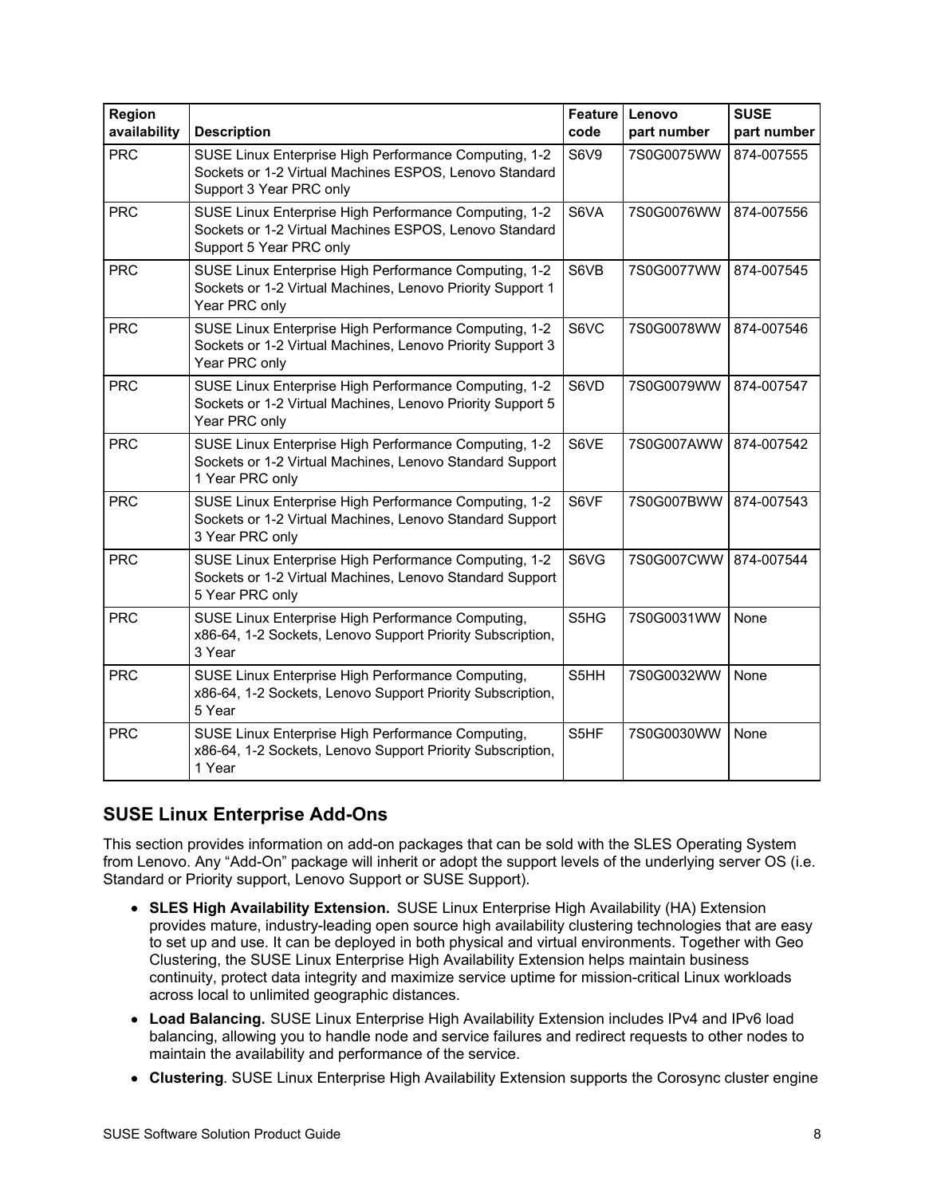| Region availability | Description | Feature code | Lenovo part number | SUSE part number |
|---|---|---|---|---|
| PRC | SUSE Linux Enterprise High Performance Computing, 1-2 Sockets or 1-2 Virtual Machines ESPOS, Lenovo Standard Support 3 Year PRC only | S6V9 | 7S0G0075WW | 874-007555 |
| PRC | SUSE Linux Enterprise High Performance Computing, 1-2 Sockets or 1-2 Virtual Machines ESPOS, Lenovo Standard Support 5 Year PRC only | S6VA | 7S0G0076WW | 874-007556 |
| PRC | SUSE Linux Enterprise High Performance Computing, 1-2 Sockets or 1-2 Virtual Machines, Lenovo Priority Support 1 Year PRC only | S6VB | 7S0G0077WW | 874-007545 |
| PRC | SUSE Linux Enterprise High Performance Computing, 1-2 Sockets or 1-2 Virtual Machines, Lenovo Priority Support 3 Year PRC only | S6VC | 7S0G0078WW | 874-007546 |
| PRC | SUSE Linux Enterprise High Performance Computing, 1-2 Sockets or 1-2 Virtual Machines, Lenovo Priority Support 5 Year PRC only | S6VD | 7S0G0079WW | 874-007547 |
| PRC | SUSE Linux Enterprise High Performance Computing, 1-2 Sockets or 1-2 Virtual Machines, Lenovo Standard Support 1 Year PRC only | S6VE | 7S0G007AWW | 874-007542 |
| PRC | SUSE Linux Enterprise High Performance Computing, 1-2 Sockets or 1-2 Virtual Machines, Lenovo Standard Support 3 Year PRC only | S6VF | 7S0G007BWW | 874-007543 |
| PRC | SUSE Linux Enterprise High Performance Computing, 1-2 Sockets or 1-2 Virtual Machines, Lenovo Standard Support 5 Year PRC only | S6VG | 7S0G007CWW | 874-007544 |
| PRC | SUSE Linux Enterprise High Performance Computing, x86-64, 1-2 Sockets, Lenovo Support Priority Subscription, 3 Year | S5HG | 7S0G0031WW | None |
| PRC | SUSE Linux Enterprise High Performance Computing, x86-64, 1-2 Sockets, Lenovo Support Priority Subscription, 5 Year | S5HH | 7S0G0032WW | None |
| PRC | SUSE Linux Enterprise High Performance Computing, x86-64, 1-2 Sockets, Lenovo Support Priority Subscription, 1 Year | S5HF | 7S0G0030WW | None |

## SUSE Linux Enterprise Add-Ons

This section provides information on add-on packages that can be sold with the SLES Operating System from Lenovo. Any "Add-On" package will inherit or adopt the support levels of the underlying server OS (i.e. Standard or Priority support, Lenovo Support or SUSE Support).

- **SLES High Availability Extension.** SUSE Linux Enterprise High Availability (HA) Extension provides mature, industry-leading open source high availability clustering technologies that are easy to set up and use. It can be deployed in both physical and virtual environments. Together with Geo Clustering, the SUSE Linux Enterprise High Availability Extension helps maintain business continuity, protect data integrity and maximize service uptime for mission-critical Linux workloads across local to unlimited geographic distances.
- **Load Balancing.** SUSE Linux Enterprise High Availability Extension includes IPv4 and IPv6 load balancing, allowing you to handle node and service failures and redirect requests to other nodes to maintain the availability and performance of the service.
- **Clustering**. SUSE Linux Enterprise High Availability Extension supports the Corosync cluster engine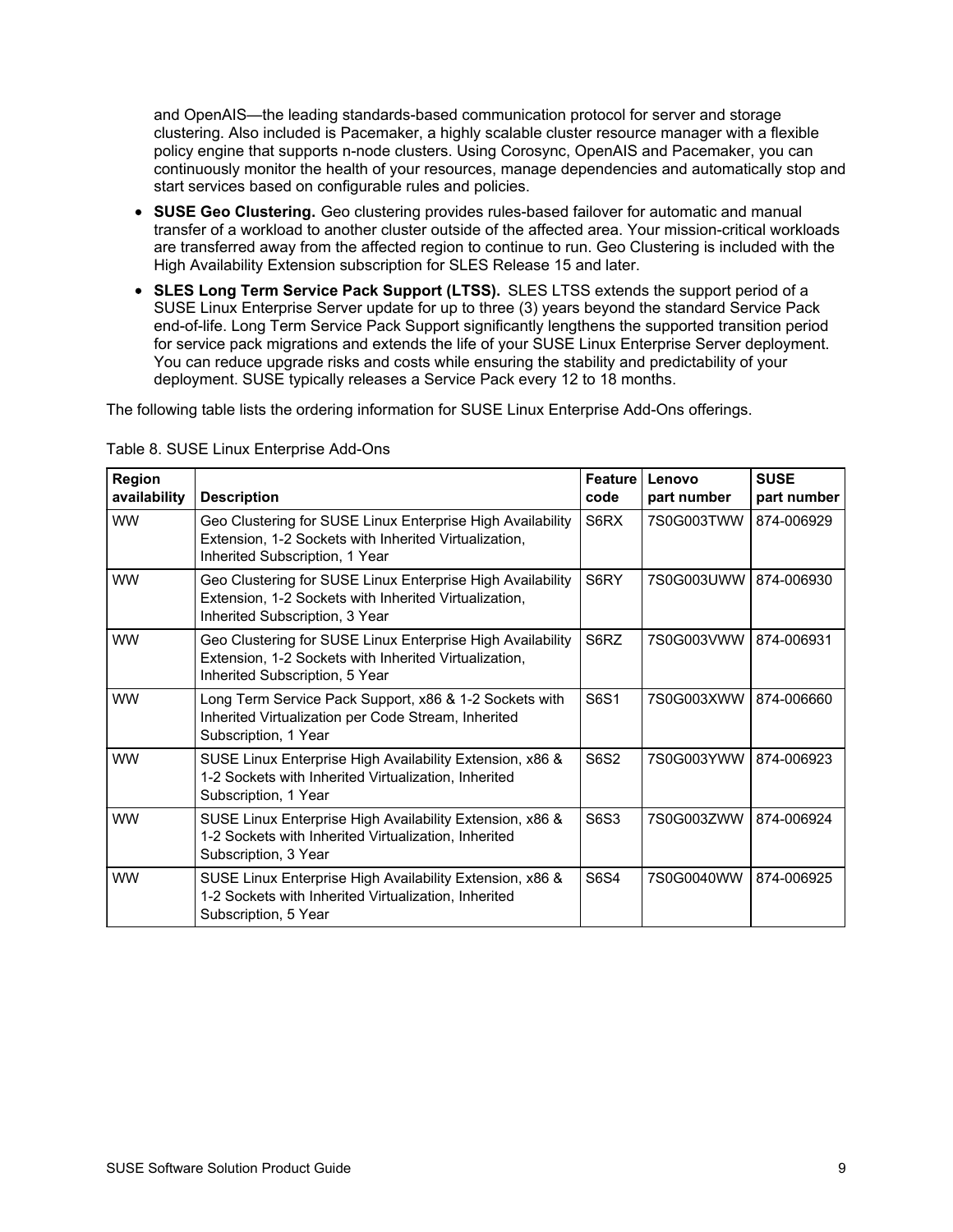and OpenAIS—the leading standards-based communication protocol for server and storage clustering. Also included is Pacemaker, a highly scalable cluster resource manager with a flexible policy engine that supports n-node clusters. Using Corosync, OpenAIS and Pacemaker, you can continuously monitor the health of your resources, manage dependencies and automatically stop and start services based on configurable rules and policies.

- **SUSE Geo Clustering.** Geo clustering provides rules-based failover for automatic and manual transfer of a workload to another cluster outside of the affected area. Your mission-critical workloads are transferred away from the affected region to continue to run. Geo Clustering is included with the High Availability Extension subscription for SLES Release 15 and later.
- **SLES Long Term Service Pack Support (LTSS).** SLES LTSS extends the support period of a SUSE Linux Enterprise Server update for up to three (3) years beyond the standard Service Pack end-of-life. Long Term Service Pack Support significantly lengthens the supported transition period for service pack migrations and extends the life of your SUSE Linux Enterprise Server deployment. You can reduce upgrade risks and costs while ensuring the stability and predictability of your deployment. SUSE typically releases a Service Pack every 12 to 18 months.

The following table lists the ordering information for SUSE Linux Enterprise Add-Ons offerings.

Table 8. SUSE Linux Enterprise Add-Ons

| Region availability | Description | Feature code | Lenovo part number | SUSE part number |
|---|---|---|---|---|
| WW | Geo Clustering for SUSE Linux Enterprise High Availability Extension, 1-2 Sockets with Inherited Virtualization, Inherited Subscription, 1 Year | S6RX | 7S0G003TWW | 874-006929 |
| WW | Geo Clustering for SUSE Linux Enterprise High Availability Extension, 1-2 Sockets with Inherited Virtualization, Inherited Subscription, 3 Year | S6RY | 7S0G003UWW | 874-006930 |
| WW | Geo Clustering for SUSE Linux Enterprise High Availability Extension, 1-2 Sockets with Inherited Virtualization, Inherited Subscription, 5 Year | S6RZ | 7S0G003VWW | 874-006931 |
| WW | Long Term Service Pack Support, x86 & 1-2 Sockets with Inherited Virtualization per Code Stream, Inherited Subscription, 1 Year | S6S1 | 7S0G003XWW | 874-006660 |
| WW | SUSE Linux Enterprise High Availability Extension, x86 & 1-2 Sockets with Inherited Virtualization, Inherited Subscription, 1 Year | S6S2 | 7S0G003YWW | 874-006923 |
| WW | SUSE Linux Enterprise High Availability Extension, x86 & 1-2 Sockets with Inherited Virtualization, Inherited Subscription, 3 Year | S6S3 | 7S0G003ZWW | 874-006924 |
| WW | SUSE Linux Enterprise High Availability Extension, x86 & 1-2 Sockets with Inherited Virtualization, Inherited Subscription, 5 Year | S6S4 | 7S0G0040WW | 874-006925 |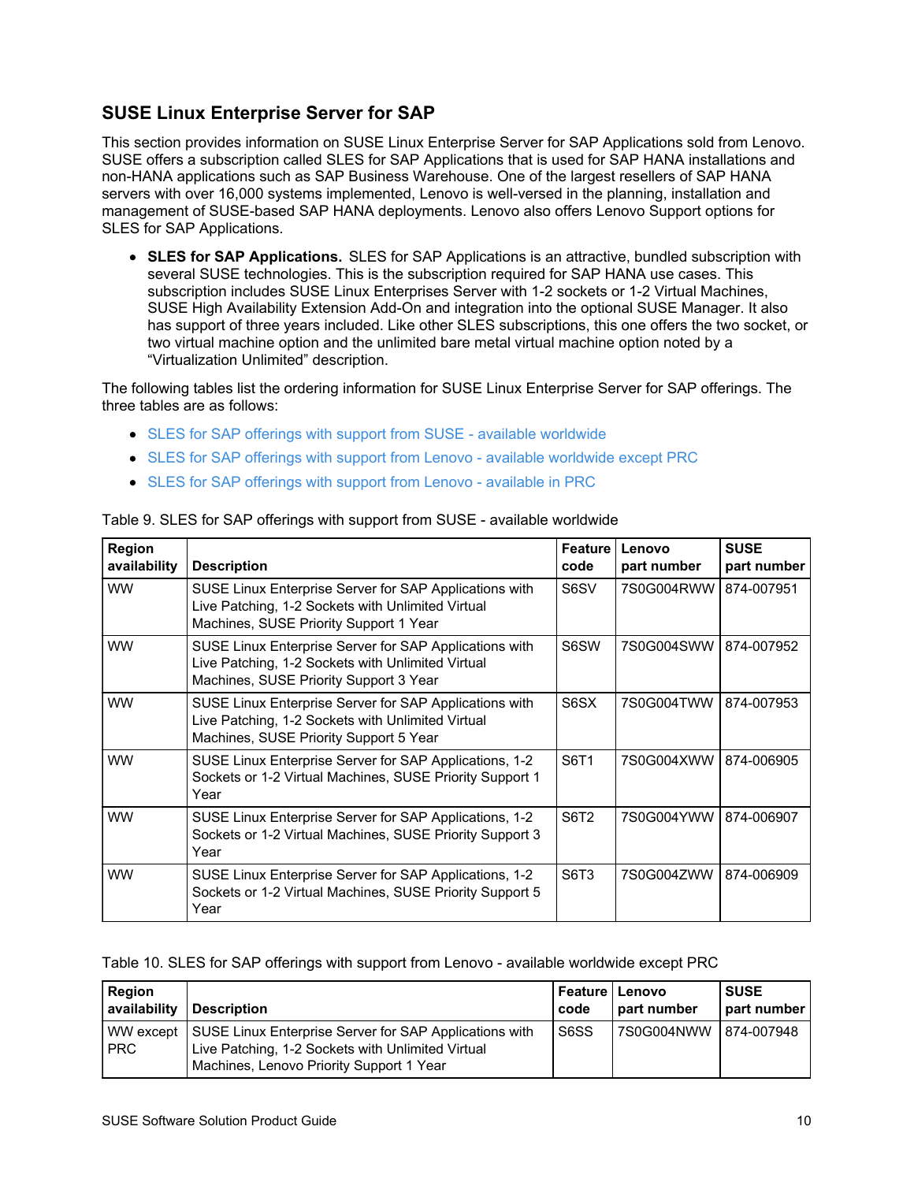## SUSE Linux Enterprise Server for SAP

This section provides information on SUSE Linux Enterprise Server for SAP Applications sold from Lenovo. SUSE offers a subscription called SLES for SAP Applications that is used for SAP HANA installations and non-HANA applications such as SAP Business Warehouse. One of the largest resellers of SAP HANA servers with over 16,000 systems implemented, Lenovo is well-versed in the planning, installation and management of SUSE-based SAP HANA deployments. Lenovo also offers Lenovo Support options for SLES for SAP Applications.

- **SLES for SAP Applications.** SLES for SAP Applications is an attractive, bundled subscription with several SUSE technologies. This is the subscription required for SAP HANA use cases. This subscription includes SUSE Linux Enterprises Server with 1-2 sockets or 1-2 Virtual Machines, SUSE High Availability Extension Add-On and integration into the optional SUSE Manager. It also has support of three years included. Like other SLES subscriptions, this one offers the two socket, or two virtual machine option and the unlimited bare metal virtual machine option noted by a "Virtualization Unlimited" description.

The following tables list the ordering information for SUSE Linux Enterprise Server for SAP offerings. The three tables are as follows:

- SLES for SAP offerings with support from SUSE - available worldwide
- SLES for SAP offerings with support from Lenovo - available worldwide except PRC
- SLES for SAP offerings with support from Lenovo - available in PRC

Table 9. SLES for SAP offerings with support from SUSE - available worldwide

| Region availability | Description | Feature code | Lenovo part number | SUSE part number |
|---|---|---|---|---|
| WW | SUSE Linux Enterprise Server for SAP Applications with Live Patching, 1-2 Sockets with Unlimited Virtual Machines, SUSE Priority Support 1 Year | S6SV | 7S0G004RWW | 874-007951 |
| WW | SUSE Linux Enterprise Server for SAP Applications with Live Patching, 1-2 Sockets with Unlimited Virtual Machines, SUSE Priority Support 3 Year | S6SW | 7S0G004SWW | 874-007952 |
| WW | SUSE Linux Enterprise Server for SAP Applications with Live Patching, 1-2 Sockets with Unlimited Virtual Machines, SUSE Priority Support 5 Year | S6SX | 7S0G004TWW | 874-007953 |
| WW | SUSE Linux Enterprise Server for SAP Applications, 1-2 Sockets or 1-2 Virtual Machines, SUSE Priority Support 1 Year | S6T1 | 7S0G004XWW | 874-006905 |
| WW | SUSE Linux Enterprise Server for SAP Applications, 1-2 Sockets or 1-2 Virtual Machines, SUSE Priority Support 3 Year | S6T2 | 7S0G004YWW | 874-006907 |
| WW | SUSE Linux Enterprise Server for SAP Applications, 1-2 Sockets or 1-2 Virtual Machines, SUSE Priority Support 5 Year | S6T3 | 7S0G004ZWW | 874-006909 |

Table 10. SLES for SAP offerings with support from Lenovo - available worldwide except PRC

| Region availability | Description | Feature code | Lenovo part number | SUSE part number |
|---|---|---|---|---|
| WW except PRC | SUSE Linux Enterprise Server for SAP Applications with Live Patching, 1-2 Sockets with Unlimited Virtual Machines, Lenovo Priority Support 1 Year | S6SS | 7S0G004NWW | 874-007948 |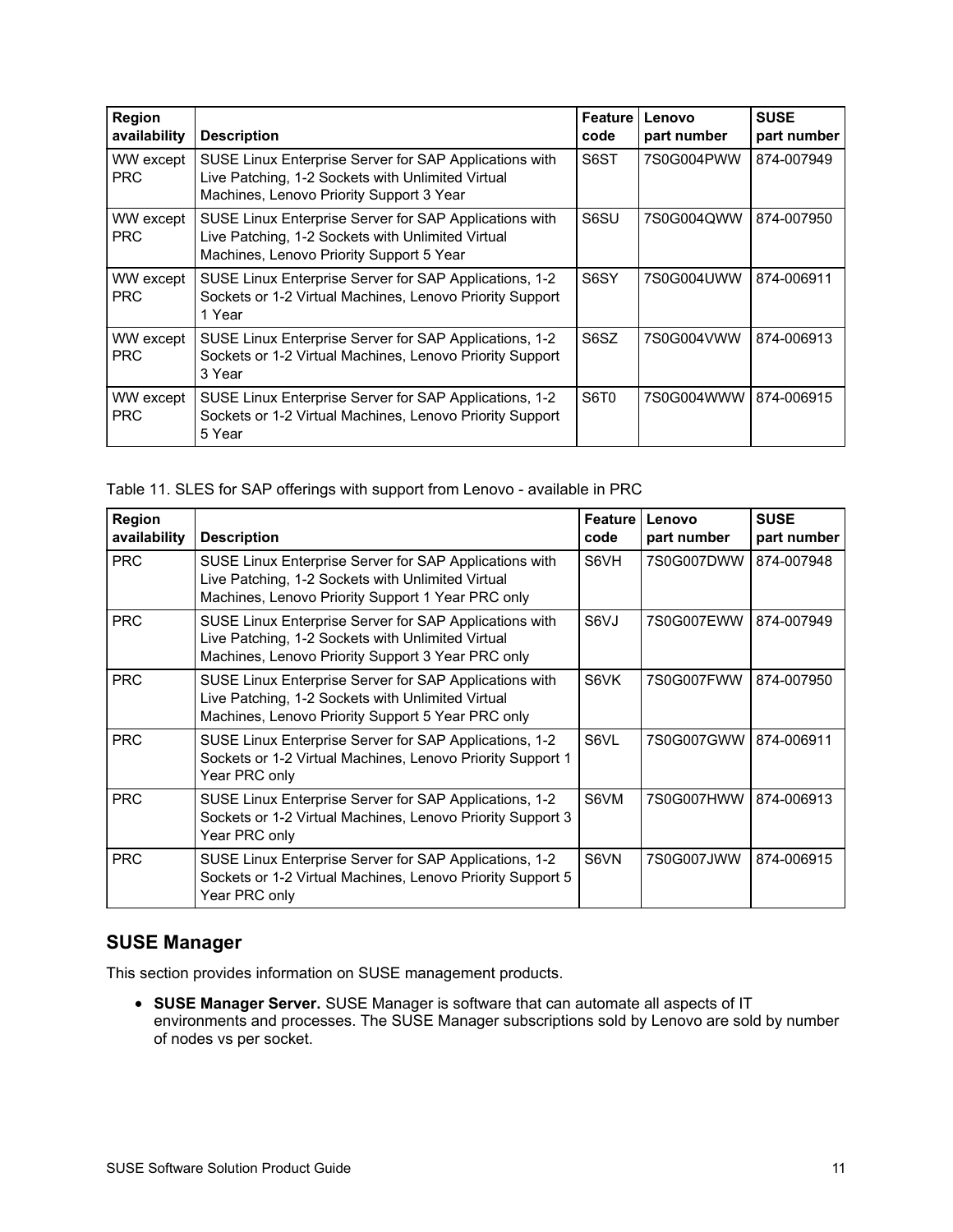| Region availability | Description | Feature code | Lenovo part number | SUSE part number |
|---|---|---|---|---|
| WW except PRC | SUSE Linux Enterprise Server for SAP Applications with Live Patching, 1-2 Sockets with Unlimited Virtual Machines, Lenovo Priority Support 3 Year | S6ST | 7S0G004PWW | 874-007949 |
| WW except PRC | SUSE Linux Enterprise Server for SAP Applications with Live Patching, 1-2 Sockets with Unlimited Virtual Machines, Lenovo Priority Support 5 Year | S6SU | 7S0G004QWW | 874-007950 |
| WW except PRC | SUSE Linux Enterprise Server for SAP Applications, 1-2 Sockets or 1-2 Virtual Machines, Lenovo Priority Support 1 Year | S6SY | 7S0G004UWW | 874-006911 |
| WW except PRC | SUSE Linux Enterprise Server for SAP Applications, 1-2 Sockets or 1-2 Virtual Machines, Lenovo Priority Support 3 Year | S6SZ | 7S0G004VWW | 874-006913 |
| WW except PRC | SUSE Linux Enterprise Server for SAP Applications, 1-2 Sockets or 1-2 Virtual Machines, Lenovo Priority Support 5 Year | S6T0 | 7S0G004WWW | 874-006915 |

Table 11. SLES for SAP offerings with support from Lenovo - available in PRC

| Region availability | Description | Feature code | Lenovo part number | SUSE part number |
|---|---|---|---|---|
| PRC | SUSE Linux Enterprise Server for SAP Applications with Live Patching, 1-2 Sockets with Unlimited Virtual Machines, Lenovo Priority Support 1 Year PRC only | S6VH | 7S0G007DWW | 874-007948 |
| PRC | SUSE Linux Enterprise Server for SAP Applications with Live Patching, 1-2 Sockets with Unlimited Virtual Machines, Lenovo Priority Support 3 Year PRC only | S6VJ | 7S0G007EWW | 874-007949 |
| PRC | SUSE Linux Enterprise Server for SAP Applications with Live Patching, 1-2 Sockets with Unlimited Virtual Machines, Lenovo Priority Support 5 Year PRC only | S6VK | 7S0G007FWW | 874-007950 |
| PRC | SUSE Linux Enterprise Server for SAP Applications, 1-2 Sockets or 1-2 Virtual Machines, Lenovo Priority Support 1 Year PRC only | S6VL | 7S0G007GWW | 874-006911 |
| PRC | SUSE Linux Enterprise Server for SAP Applications, 1-2 Sockets or 1-2 Virtual Machines, Lenovo Priority Support 3 Year PRC only | S6VM | 7S0G007HWW | 874-006913 |
| PRC | SUSE Linux Enterprise Server for SAP Applications, 1-2 Sockets or 1-2 Virtual Machines, Lenovo Priority Support 5 Year PRC only | S6VN | 7S0G007JWW | 874-006915 |

## SUSE Manager

This section provides information on SUSE management products.

- **SUSE Manager Server.** SUSE Manager is software that can automate all aspects of IT environments and processes. The SUSE Manager subscriptions sold by Lenovo are sold by number of nodes vs per socket.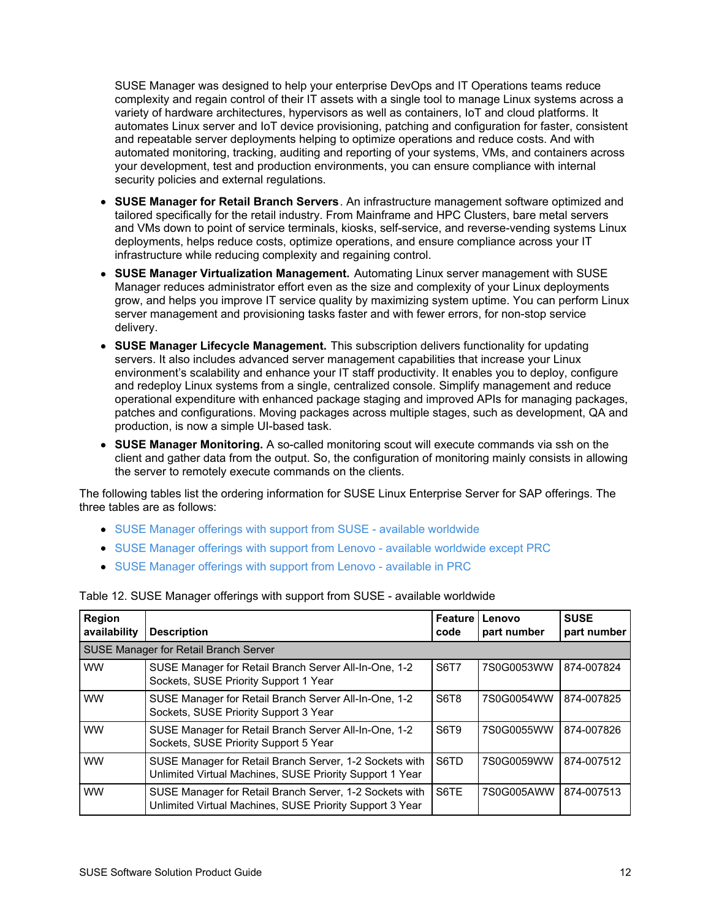SUSE Manager was designed to help your enterprise DevOps and IT Operations teams reduce complexity and regain control of their IT assets with a single tool to manage Linux systems across a variety of hardware architectures, hypervisors as well as containers, IoT and cloud platforms. It automates Linux server and IoT device provisioning, patching and configuration for faster, consistent and repeatable server deployments helping to optimize operations and reduce costs. And with automated monitoring, tracking, auditing and reporting of your systems, VMs, and containers across your development, test and production environments, you can ensure compliance with internal security policies and external regulations.

- **SUSE Manager for Retail Branch Servers**. An infrastructure management software optimized and tailored specifically for the retail industry. From Mainframe and HPC Clusters, bare metal servers and VMs down to point of service terminals, kiosks, self-service, and reverse-vending systems Linux deployments, helps reduce costs, optimize operations, and ensure compliance across your IT infrastructure while reducing complexity and regaining control.
- **SUSE Manager Virtualization Management.** Automating Linux server management with SUSE Manager reduces administrator effort even as the size and complexity of your Linux deployments grow, and helps you improve IT service quality by maximizing system uptime. You can perform Linux server management and provisioning tasks faster and with fewer errors, for non-stop service delivery.
- **SUSE Manager Lifecycle Management.** This subscription delivers functionality for updating servers. It also includes advanced server management capabilities that increase your Linux environment's scalability and enhance your IT staff productivity. It enables you to deploy, configure and redeploy Linux systems from a single, centralized console. Simplify management and reduce operational expenditure with enhanced package staging and improved APIs for managing packages, patches and configurations. Moving packages across multiple stages, such as development, QA and production, is now a simple UI-based task.
- **SUSE Manager Monitoring.** A so-called monitoring scout will execute commands via ssh on the client and gather data from the output. So, the configuration of monitoring mainly consists in allowing the server to remotely execute commands on the clients.

The following tables list the ordering information for SUSE Linux Enterprise Server for SAP offerings. The three tables are as follows:

- SUSE Manager offerings with support from SUSE - available worldwide
- SUSE Manager offerings with support from Lenovo - available worldwide except PRC
- SUSE Manager offerings with support from Lenovo - available in PRC

Table 12. SUSE Manager offerings with support from SUSE - available worldwide

| Region availability | Description | Feature code | Lenovo part number | SUSE part number |
|---|---|---|---|---|
| SUSE Manager for Retail Branch Server | | | | |
| WW | SUSE Manager for Retail Branch Server All-In-One, 1-2 Sockets, SUSE Priority Support 1 Year | S6T7 | 7S0G0053WW | 874-007824 |
| WW | SUSE Manager for Retail Branch Server All-In-One, 1-2 Sockets, SUSE Priority Support 3 Year | S6T8 | 7S0G0054WW | 874-007825 |
| WW | SUSE Manager for Retail Branch Server All-In-One, 1-2 Sockets, SUSE Priority Support 5 Year | S6T9 | 7S0G0055WW | 874-007826 |
| WW | SUSE Manager for Retail Branch Server, 1-2 Sockets with Unlimited Virtual Machines, SUSE Priority Support 1 Year | S6TD | 7S0G0059WW | 874-007512 |
| WW | SUSE Manager for Retail Branch Server, 1-2 Sockets with Unlimited Virtual Machines, SUSE Priority Support 3 Year | S6TE | 7S0G005AWW | 874-007513 |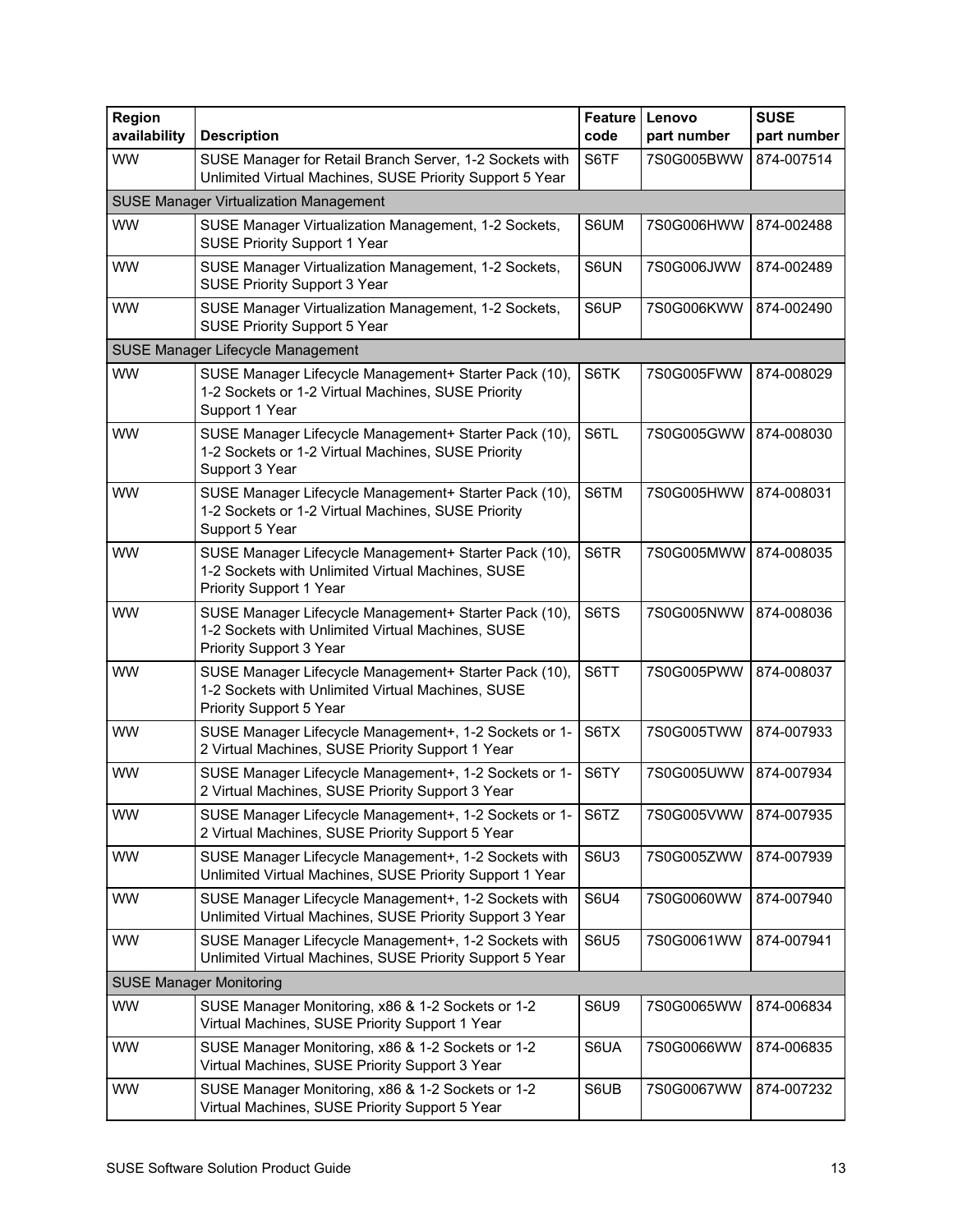| Region availability | Description | Feature code | Lenovo part number | SUSE part number |
|---|---|---|---|---|
| WW | SUSE Manager for Retail Branch Server, 1-2 Sockets with Unlimited Virtual Machines, SUSE Priority Support 5 Year | S6TF | 7S0G005BWW | 874-007514 |
| SUSE Manager Virtualization Management | | | | |
| WW | SUSE Manager Virtualization Management, 1-2 Sockets, SUSE Priority Support 1 Year | S6UM | 7S0G006HWW | 874-002488 |
| WW | SUSE Manager Virtualization Management, 1-2 Sockets, SUSE Priority Support 3 Year | S6UN | 7S0G006JWW | 874-002489 |
| WW | SUSE Manager Virtualization Management, 1-2 Sockets, SUSE Priority Support 5 Year | S6UP | 7S0G006KWW | 874-002490 |
| SUSE Manager Lifecycle Management | | | | |
| WW | SUSE Manager Lifecycle Management+ Starter Pack (10), 1-2 Sockets or 1-2 Virtual Machines, SUSE Priority Support 1 Year | S6TK | 7S0G005FWW | 874-008029 |
| WW | SUSE Manager Lifecycle Management+ Starter Pack (10), 1-2 Sockets or 1-2 Virtual Machines, SUSE Priority Support 3 Year | S6TL | 7S0G005GWW | 874-008030 |
| WW | SUSE Manager Lifecycle Management+ Starter Pack (10), 1-2 Sockets or 1-2 Virtual Machines, SUSE Priority Support 5 Year | S6TM | 7S0G005HWW | 874-008031 |
| WW | SUSE Manager Lifecycle Management+ Starter Pack (10), 1-2 Sockets with Unlimited Virtual Machines, SUSE Priority Support 1 Year | S6TR | 7S0G005MWW | 874-008035 |
| WW | SUSE Manager Lifecycle Management+ Starter Pack (10), 1-2 Sockets with Unlimited Virtual Machines, SUSE Priority Support 3 Year | S6TS | 7S0G005NWW | 874-008036 |
| WW | SUSE Manager Lifecycle Management+ Starter Pack (10), 1-2 Sockets with Unlimited Virtual Machines, SUSE Priority Support 5 Year | S6TT | 7S0G005PWW | 874-008037 |
| WW | SUSE Manager Lifecycle Management+, 1-2 Sockets or 1-2 Virtual Machines, SUSE Priority Support 1 Year | S6TX | 7S0G005TWW | 874-007933 |
| WW | SUSE Manager Lifecycle Management+, 1-2 Sockets or 1-2 Virtual Machines, SUSE Priority Support 3 Year | S6TY | 7S0G005UWW | 874-007934 |
| WW | SUSE Manager Lifecycle Management+, 1-2 Sockets or 1-2 Virtual Machines, SUSE Priority Support 5 Year | S6TZ | 7S0G005VWW | 874-007935 |
| WW | SUSE Manager Lifecycle Management+, 1-2 Sockets with Unlimited Virtual Machines, SUSE Priority Support 1 Year | S6U3 | 7S0G005ZWW | 874-007939 |
| WW | SUSE Manager Lifecycle Management+, 1-2 Sockets with Unlimited Virtual Machines, SUSE Priority Support 3 Year | S6U4 | 7S0G0060WW | 874-007940 |
| WW | SUSE Manager Lifecycle Management+, 1-2 Sockets with Unlimited Virtual Machines, SUSE Priority Support 5 Year | S6U5 | 7S0G0061WW | 874-007941 |
| SUSE Manager Monitoring | | | | |
| WW | SUSE Manager Monitoring, x86 & 1-2 Sockets or 1-2 Virtual Machines, SUSE Priority Support 1 Year | S6U9 | 7S0G0065WW | 874-006834 |
| WW | SUSE Manager Monitoring, x86 & 1-2 Sockets or 1-2 Virtual Machines, SUSE Priority Support 3 Year | S6UA | 7S0G0066WW | 874-006835 |
| WW | SUSE Manager Monitoring, x86 & 1-2 Sockets or 1-2 Virtual Machines, SUSE Priority Support 5 Year | S6UB | 7S0G0067WW | 874-007232 |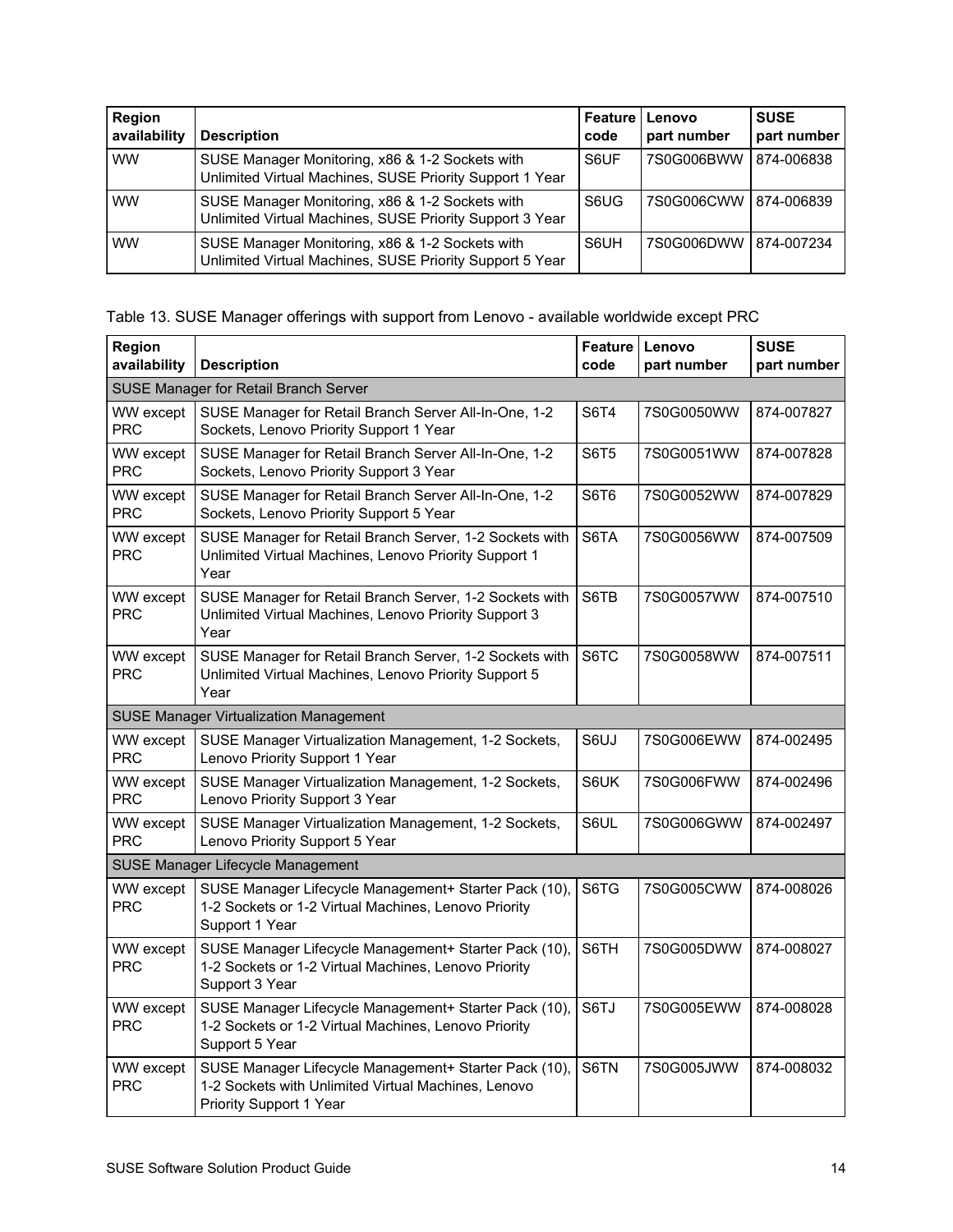| Region availability | Description | Feature code | Lenovo part number | SUSE part number |
|---|---|---|---|---|
| WW | SUSE Manager Monitoring, x86 & 1-2 Sockets with Unlimited Virtual Machines, SUSE Priority Support 1 Year | S6UF | 7S0G006BWW | 874-006838 |
| WW | SUSE Manager Monitoring, x86 & 1-2 Sockets with Unlimited Virtual Machines, SUSE Priority Support 3 Year | S6UG | 7S0G006CWW | 874-006839 |
| WW | SUSE Manager Monitoring, x86 & 1-2 Sockets with Unlimited Virtual Machines, SUSE Priority Support 5 Year | S6UH | 7S0G006DWW | 874-007234 |

Table 13. SUSE Manager offerings with support from Lenovo - available worldwide except PRC

| Region availability | Description | Feature code | Lenovo part number | SUSE part number |
|---|---|---|---|---|
| SUSE Manager for Retail Branch Server | | | | |
| WW except PRC | SUSE Manager for Retail Branch Server All-In-One, 1-2 Sockets, Lenovo Priority Support 1 Year | S6T4 | 7S0G0050WW | 874-007827 |
| WW except PRC | SUSE Manager for Retail Branch Server All-In-One, 1-2 Sockets, Lenovo Priority Support 3 Year | S6T5 | 7S0G0051WW | 874-007828 |
| WW except PRC | SUSE Manager for Retail Branch Server All-In-One, 1-2 Sockets, Lenovo Priority Support 5 Year | S6T6 | 7S0G0052WW | 874-007829 |
| WW except PRC | SUSE Manager for Retail Branch Server, 1-2 Sockets with Unlimited Virtual Machines, Lenovo Priority Support 1 Year | S6TA | 7S0G0056WW | 874-007509 |
| WW except PRC | SUSE Manager for Retail Branch Server, 1-2 Sockets with Unlimited Virtual Machines, Lenovo Priority Support 3 Year | S6TB | 7S0G0057WW | 874-007510 |
| WW except PRC | SUSE Manager for Retail Branch Server, 1-2 Sockets with Unlimited Virtual Machines, Lenovo Priority Support 5 Year | S6TC | 7S0G0058WW | 874-007511 |
| SUSE Manager Virtualization Management | | | | |
| WW except PRC | SUSE Manager Virtualization Management, 1-2 Sockets, Lenovo Priority Support 1 Year | S6UJ | 7S0G006EWW | 874-002495 |
| WW except PRC | SUSE Manager Virtualization Management, 1-2 Sockets, Lenovo Priority Support 3 Year | S6UK | 7S0G006FWW | 874-002496 |
| WW except PRC | SUSE Manager Virtualization Management, 1-2 Sockets, Lenovo Priority Support 5 Year | S6UL | 7S0G006GWW | 874-002497 |
| SUSE Manager Lifecycle Management | | | | |
| WW except PRC | SUSE Manager Lifecycle Management+ Starter Pack (10), 1-2 Sockets or 1-2 Virtual Machines, Lenovo Priority Support 1 Year | S6TG | 7S0G005CWW | 874-008026 |
| WW except PRC | SUSE Manager Lifecycle Management+ Starter Pack (10), 1-2 Sockets or 1-2 Virtual Machines, Lenovo Priority Support 3 Year | S6TH | 7S0G005DWW | 874-008027 |
| WW except PRC | SUSE Manager Lifecycle Management+ Starter Pack (10), 1-2 Sockets or 1-2 Virtual Machines, Lenovo Priority Support 5 Year | S6TJ | 7S0G005EWW | 874-008028 |
| WW except PRC | SUSE Manager Lifecycle Management+ Starter Pack (10), 1-2 Sockets with Unlimited Virtual Machines, Lenovo Priority Support 1 Year | S6TN | 7S0G005JWW | 874-008032 |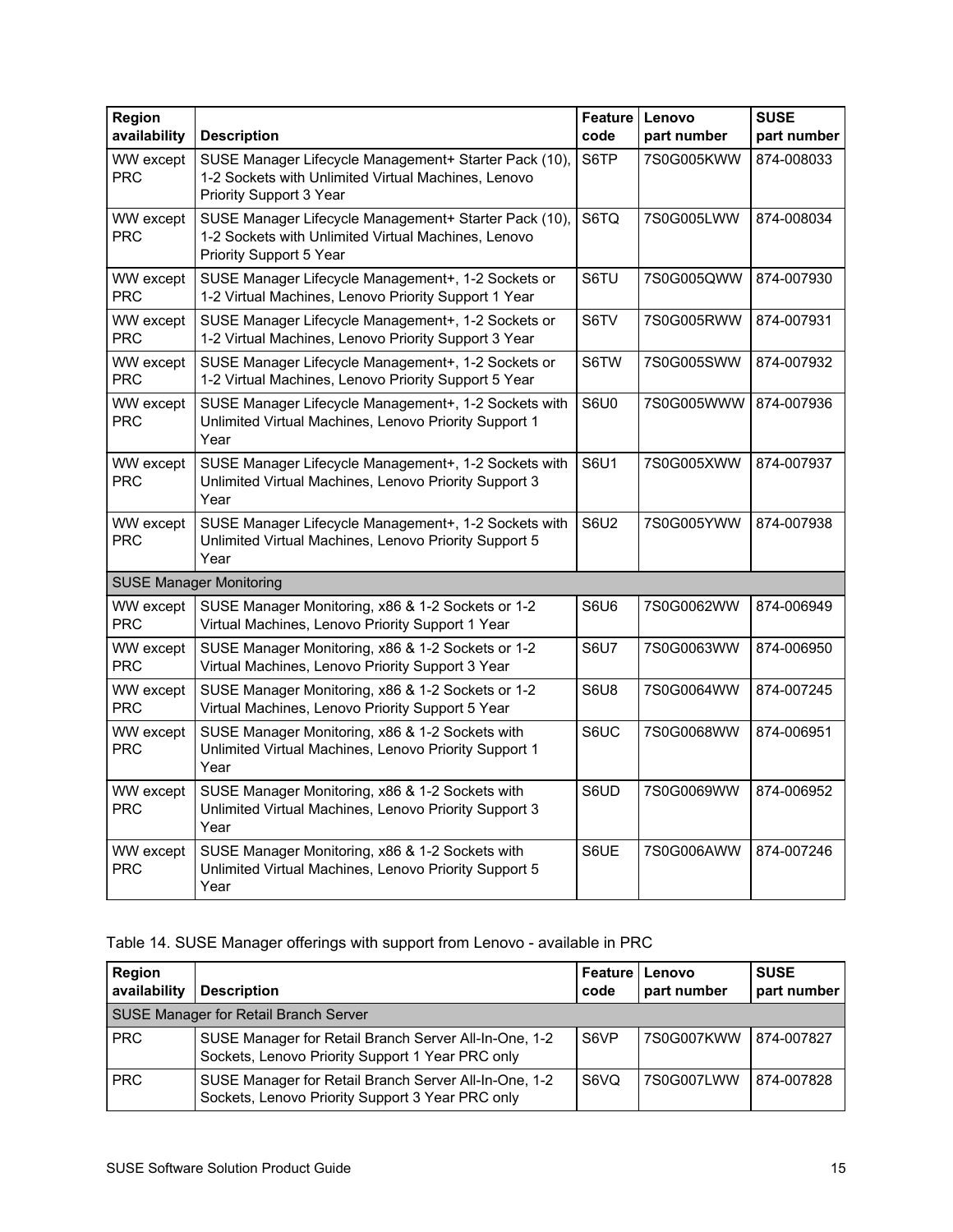| Region availability | Description | Feature code | Lenovo part number | SUSE part number |
|---|---|---|---|---|
| WW except PRC | SUSE Manager Lifecycle Management+ Starter Pack (10), 1-2 Sockets with Unlimited Virtual Machines, Lenovo Priority Support 3 Year | S6TP | 7S0G005KWW | 874-008033 |
| WW except PRC | SUSE Manager Lifecycle Management+ Starter Pack (10), 1-2 Sockets with Unlimited Virtual Machines, Lenovo Priority Support 5 Year | S6TQ | 7S0G005LWW | 874-008034 |
| WW except PRC | SUSE Manager Lifecycle Management+, 1-2 Sockets or 1-2 Virtual Machines, Lenovo Priority Support 1 Year | S6TU | 7S0G005QWW | 874-007930 |
| WW except PRC | SUSE Manager Lifecycle Management+, 1-2 Sockets or 1-2 Virtual Machines, Lenovo Priority Support 3 Year | S6TV | 7S0G005RWW | 874-007931 |
| WW except PRC | SUSE Manager Lifecycle Management+, 1-2 Sockets or 1-2 Virtual Machines, Lenovo Priority Support 5 Year | S6TW | 7S0G005SWW | 874-007932 |
| WW except PRC | SUSE Manager Lifecycle Management+, 1-2 Sockets with Unlimited Virtual Machines, Lenovo Priority Support 1 Year | S6U0 | 7S0G005WWW | 874-007936 |
| WW except PRC | SUSE Manager Lifecycle Management+, 1-2 Sockets with Unlimited Virtual Machines, Lenovo Priority Support 3 Year | S6U1 | 7S0G005XWW | 874-007937 |
| WW except PRC | SUSE Manager Lifecycle Management+, 1-2 Sockets with Unlimited Virtual Machines, Lenovo Priority Support 5 Year | S6U2 | 7S0G005YWW | 874-007938 |
| SUSE Manager Monitoring | | | | |
| WW except PRC | SUSE Manager Monitoring, x86 & 1-2 Sockets or 1-2 Virtual Machines, Lenovo Priority Support 1 Year | S6U6 | 7S0G0062WW | 874-006949 |
| WW except PRC | SUSE Manager Monitoring, x86 & 1-2 Sockets or 1-2 Virtual Machines, Lenovo Priority Support 3 Year | S6U7 | 7S0G0063WW | 874-006950 |
| WW except PRC | SUSE Manager Monitoring, x86 & 1-2 Sockets or 1-2 Virtual Machines, Lenovo Priority Support 5 Year | S6U8 | 7S0G0064WW | 874-007245 |
| WW except PRC | SUSE Manager Monitoring, x86 & 1-2 Sockets with Unlimited Virtual Machines, Lenovo Priority Support 1 Year | S6UC | 7S0G0068WW | 874-006951 |
| WW except PRC | SUSE Manager Monitoring, x86 & 1-2 Sockets with Unlimited Virtual Machines, Lenovo Priority Support 3 Year | S6UD | 7S0G0069WW | 874-006952 |
| WW except PRC | SUSE Manager Monitoring, x86 & 1-2 Sockets with Unlimited Virtual Machines, Lenovo Priority Support 5 Year | S6UE | 7S0G006AWW | 874-007246 |

Table 14. SUSE Manager offerings with support from Lenovo - available in PRC

| Region availability | Description | Feature code | Lenovo part number | SUSE part number |
|---|---|---|---|---|
| SUSE Manager for Retail Branch Server | | | | |
| PRC | SUSE Manager for Retail Branch Server All-In-One, 1-2 Sockets, Lenovo Priority Support 1 Year PRC only | S6VP | 7S0G007KWW | 874-007827 |
| PRC | SUSE Manager for Retail Branch Server All-In-One, 1-2 Sockets, Lenovo Priority Support 3 Year PRC only | S6VQ | 7S0G007LWW | 874-007828 |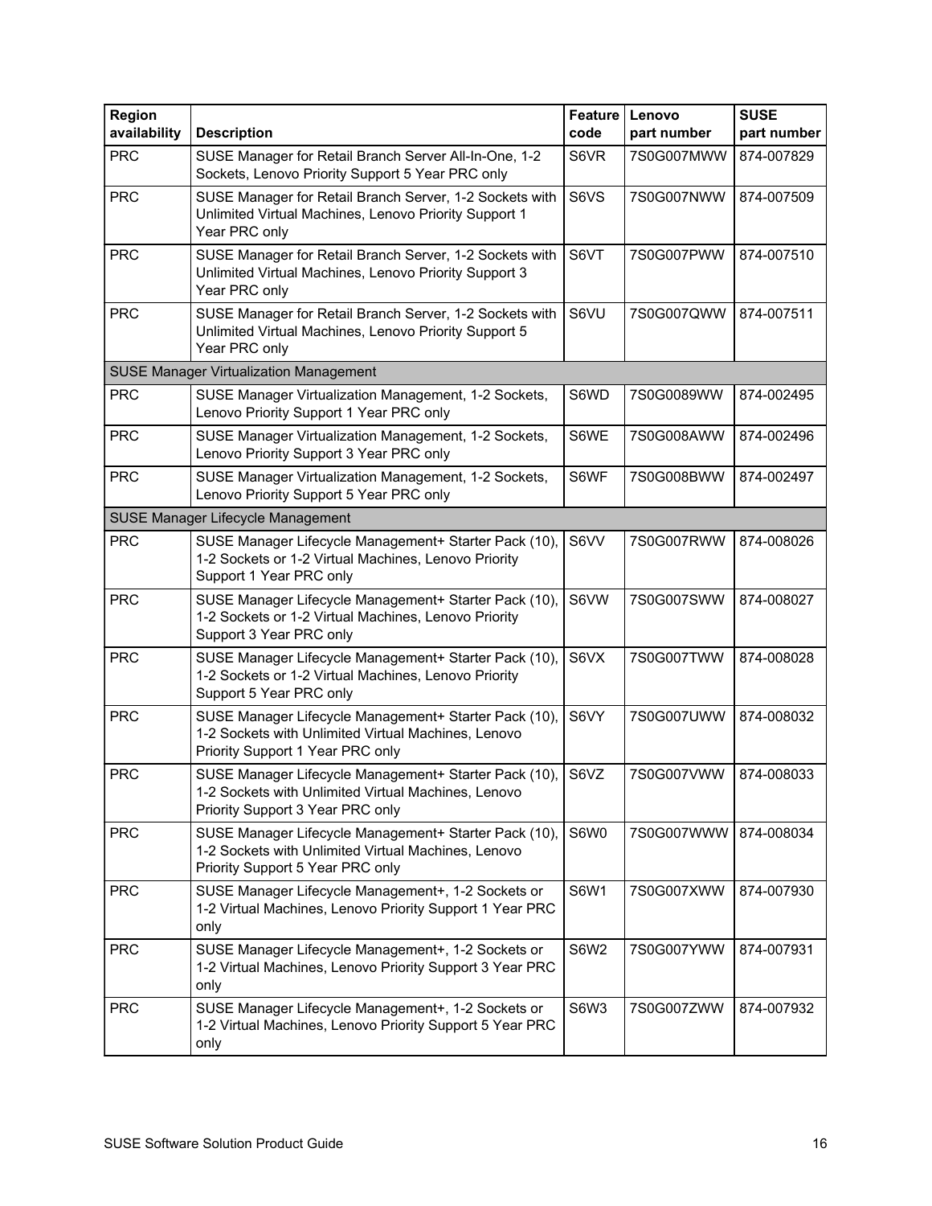| Region availability | Description | Feature code | Lenovo part number | SUSE part number |
|---|---|---|---|---|
| PRC | SUSE Manager for Retail Branch Server All-In-One, 1-2 Sockets, Lenovo Priority Support 5 Year PRC only | S6VR | 7S0G007MWW | 874-007829 |
| PRC | SUSE Manager for Retail Branch Server, 1-2 Sockets with Unlimited Virtual Machines, Lenovo Priority Support 1 Year PRC only | S6VS | 7S0G007NWW | 874-007509 |
| PRC | SUSE Manager for Retail Branch Server, 1-2 Sockets with Unlimited Virtual Machines, Lenovo Priority Support 3 Year PRC only | S6VT | 7S0G007PWW | 874-007510 |
| PRC | SUSE Manager for Retail Branch Server, 1-2 Sockets with Unlimited Virtual Machines, Lenovo Priority Support 5 Year PRC only | S6VU | 7S0G007QWW | 874-007511 |
| SUSE Manager Virtualization Management | | | | |
| PRC | SUSE Manager Virtualization Management, 1-2 Sockets, Lenovo Priority Support 1 Year PRC only | S6WD | 7S0G0089WW | 874-002495 |
| PRC | SUSE Manager Virtualization Management, 1-2 Sockets, Lenovo Priority Support 3 Year PRC only | S6WE | 7S0G008AWW | 874-002496 |
| PRC | SUSE Manager Virtualization Management, 1-2 Sockets, Lenovo Priority Support 5 Year PRC only | S6WF | 7S0G008BWW | 874-002497 |
| SUSE Manager Lifecycle Management | | | | |
| PRC | SUSE Manager Lifecycle Management+ Starter Pack (10), 1-2 Sockets or 1-2 Virtual Machines, Lenovo Priority Support 1 Year PRC only | S6VV | 7S0G007RWW | 874-008026 |
| PRC | SUSE Manager Lifecycle Management+ Starter Pack (10), 1-2 Sockets or 1-2 Virtual Machines, Lenovo Priority Support 3 Year PRC only | S6VW | 7S0G007SWW | 874-008027 |
| PRC | SUSE Manager Lifecycle Management+ Starter Pack (10), 1-2 Sockets or 1-2 Virtual Machines, Lenovo Priority Support 5 Year PRC only | S6VX | 7S0G007TWW | 874-008028 |
| PRC | SUSE Manager Lifecycle Management+ Starter Pack (10), 1-2 Sockets with Unlimited Virtual Machines, Lenovo Priority Support 1 Year PRC only | S6VY | 7S0G007UWW | 874-008032 |
| PRC | SUSE Manager Lifecycle Management+ Starter Pack (10), 1-2 Sockets with Unlimited Virtual Machines, Lenovo Priority Support 3 Year PRC only | S6VZ | 7S0G007VWW | 874-008033 |
| PRC | SUSE Manager Lifecycle Management+ Starter Pack (10), 1-2 Sockets with Unlimited Virtual Machines, Lenovo Priority Support 5 Year PRC only | S6W0 | 7S0G007WWW | 874-008034 |
| PRC | SUSE Manager Lifecycle Management+, 1-2 Sockets or 1-2 Virtual Machines, Lenovo Priority Support 1 Year PRC only | S6W1 | 7S0G007XWW | 874-007930 |
| PRC | SUSE Manager Lifecycle Management+, 1-2 Sockets or 1-2 Virtual Machines, Lenovo Priority Support 3 Year PRC only | S6W2 | 7S0G007YWW | 874-007931 |
| PRC | SUSE Manager Lifecycle Management+, 1-2 Sockets or 1-2 Virtual Machines, Lenovo Priority Support 5 Year PRC only | S6W3 | 7S0G007ZWW | 874-007932 |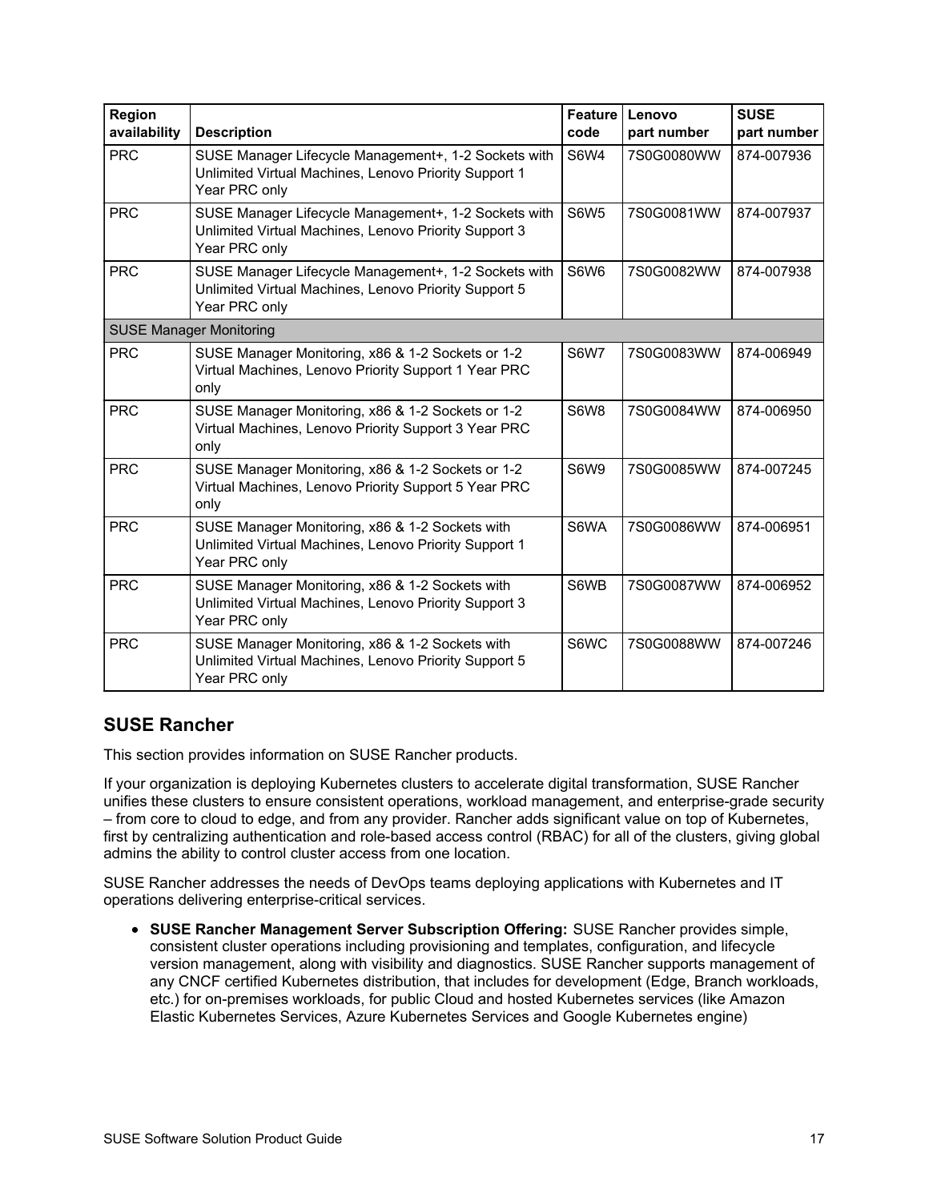| Region availability | Description | Feature code | Lenovo part number | SUSE part number |
|---|---|---|---|---|
| PRC | SUSE Manager Lifecycle Management+, 1-2 Sockets with Unlimited Virtual Machines, Lenovo Priority Support 1 Year PRC only | S6W4 | 7S0G0080WW | 874-007936 |
| PRC | SUSE Manager Lifecycle Management+, 1-2 Sockets with Unlimited Virtual Machines, Lenovo Priority Support 3 Year PRC only | S6W5 | 7S0G0081WW | 874-007937 |
| PRC | SUSE Manager Lifecycle Management+, 1-2 Sockets with Unlimited Virtual Machines, Lenovo Priority Support 5 Year PRC only | S6W6 | 7S0G0082WW | 874-007938 |
| SUSE Manager Monitoring | | | | |
| PRC | SUSE Manager Monitoring, x86 & 1-2 Sockets or 1-2 Virtual Machines, Lenovo Priority Support 1 Year PRC only | S6W7 | 7S0G0083WW | 874-006949 |
| PRC | SUSE Manager Monitoring, x86 & 1-2 Sockets or 1-2 Virtual Machines, Lenovo Priority Support 3 Year PRC only | S6W8 | 7S0G0084WW | 874-006950 |
| PRC | SUSE Manager Monitoring, x86 & 1-2 Sockets or 1-2 Virtual Machines, Lenovo Priority Support 5 Year PRC only | S6W9 | 7S0G0085WW | 874-007245 |
| PRC | SUSE Manager Monitoring, x86 & 1-2 Sockets with Unlimited Virtual Machines, Lenovo Priority Support 1 Year PRC only | S6WA | 7S0G0086WW | 874-006951 |
| PRC | SUSE Manager Monitoring, x86 & 1-2 Sockets with Unlimited Virtual Machines, Lenovo Priority Support 3 Year PRC only | S6WB | 7S0G0087WW | 874-006952 |
| PRC | SUSE Manager Monitoring, x86 & 1-2 Sockets with Unlimited Virtual Machines, Lenovo Priority Support 5 Year PRC only | S6WC | 7S0G0088WW | 874-007246 |

## SUSE Rancher

This section provides information on SUSE Rancher products.

If your organization is deploying Kubernetes clusters to accelerate digital transformation, SUSE Rancher unifies these clusters to ensure consistent operations, workload management, and enterprise-grade security – from core to cloud to edge, and from any provider. Rancher adds significant value on top of Kubernetes, first by centralizing authentication and role-based access control (RBAC) for all of the clusters, giving global admins the ability to control cluster access from one location.

SUSE Rancher addresses the needs of DevOps teams deploying applications with Kubernetes and IT operations delivering enterprise-critical services.

- **SUSE Rancher Management Server Subscription Offering:** SUSE Rancher provides simple, consistent cluster operations including provisioning and templates, configuration, and lifecycle version management, along with visibility and diagnostics. SUSE Rancher supports management of any CNCF certified Kubernetes distribution, that includes for development (Edge, Branch workloads, etc.) for on-premises workloads, for public Cloud and hosted Kubernetes services (like Amazon Elastic Kubernetes Services, Azure Kubernetes Services and Google Kubernetes engine)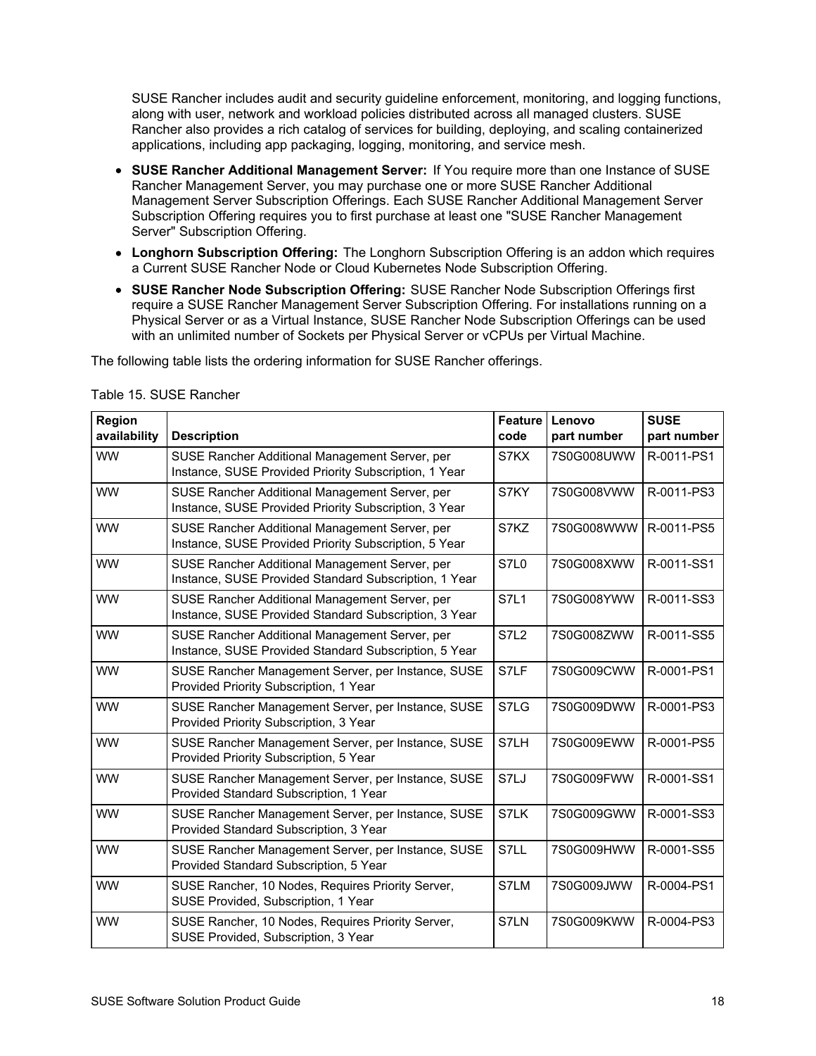SUSE Rancher includes audit and security guideline enforcement, monitoring, and logging functions, along with user, network and workload policies distributed across all managed clusters. SUSE Rancher also provides a rich catalog of services for building, deploying, and scaling containerized applications, including app packaging, logging, monitoring, and service mesh.

- **SUSE Rancher Additional Management Server:** If You require more than one Instance of SUSE Rancher Management Server, you may purchase one or more SUSE Rancher Additional Management Server Subscription Offerings. Each SUSE Rancher Additional Management Server Subscription Offering requires you to first purchase at least one "SUSE Rancher Management Server" Subscription Offering.
- **Longhorn Subscription Offering:** The Longhorn Subscription Offering is an addon which requires a Current SUSE Rancher Node or Cloud Kubernetes Node Subscription Offering.
- **SUSE Rancher Node Subscription Offering:** SUSE Rancher Node Subscription Offerings first require a SUSE Rancher Management Server Subscription Offering. For installations running on a Physical Server or as a Virtual Instance, SUSE Rancher Node Subscription Offerings can be used with an unlimited number of Sockets per Physical Server or vCPUs per Virtual Machine.

The following table lists the ordering information for SUSE Rancher offerings.

Table 15. SUSE Rancher

| Region availability | Description | Feature code | Lenovo part number | SUSE part number |
|---|---|---|---|---|
| WW | SUSE Rancher Additional Management Server, per Instance, SUSE Provided Priority Subscription, 1 Year | S7KX | 7S0G008UWW | R-0011-PS1 |
| WW | SUSE Rancher Additional Management Server, per Instance, SUSE Provided Priority Subscription, 3 Year | S7KY | 7S0G008VWW | R-0011-PS3 |
| WW | SUSE Rancher Additional Management Server, per Instance, SUSE Provided Priority Subscription, 5 Year | S7KZ | 7S0G008WWW | R-0011-PS5 |
| WW | SUSE Rancher Additional Management Server, per Instance, SUSE Provided Standard Subscription, 1 Year | S7L0 | 7S0G008XWW | R-0011-SS1 |
| WW | SUSE Rancher Additional Management Server, per Instance, SUSE Provided Standard Subscription, 3 Year | S7L1 | 7S0G008YWW | R-0011-SS3 |
| WW | SUSE Rancher Additional Management Server, per Instance, SUSE Provided Standard Subscription, 5 Year | S7L2 | 7S0G008ZWW | R-0011-SS5 |
| WW | SUSE Rancher Management Server, per Instance, SUSE Provided Priority Subscription, 1 Year | S7LF | 7S0G009CWW | R-0001-PS1 |
| WW | SUSE Rancher Management Server, per Instance, SUSE Provided Priority Subscription, 3 Year | S7LG | 7S0G009DWW | R-0001-PS3 |
| WW | SUSE Rancher Management Server, per Instance, SUSE Provided Priority Subscription, 5 Year | S7LH | 7S0G009EWW | R-0001-PS5 |
| WW | SUSE Rancher Management Server, per Instance, SUSE Provided Standard Subscription, 1 Year | S7LJ | 7S0G009FWW | R-0001-SS1 |
| WW | SUSE Rancher Management Server, per Instance, SUSE Provided Standard Subscription, 3 Year | S7LK | 7S0G009GWW | R-0001-SS3 |
| WW | SUSE Rancher Management Server, per Instance, SUSE Provided Standard Subscription, 5 Year | S7LL | 7S0G009HWW | R-0001-SS5 |
| WW | SUSE Rancher, 10 Nodes, Requires Priority Server, SUSE Provided, Subscription, 1 Year | S7LM | 7S0G009JWW | R-0004-PS1 |
| WW | SUSE Rancher, 10 Nodes, Requires Priority Server, SUSE Provided, Subscription, 3 Year | S7LN | 7S0G009KWW | R-0004-PS3 |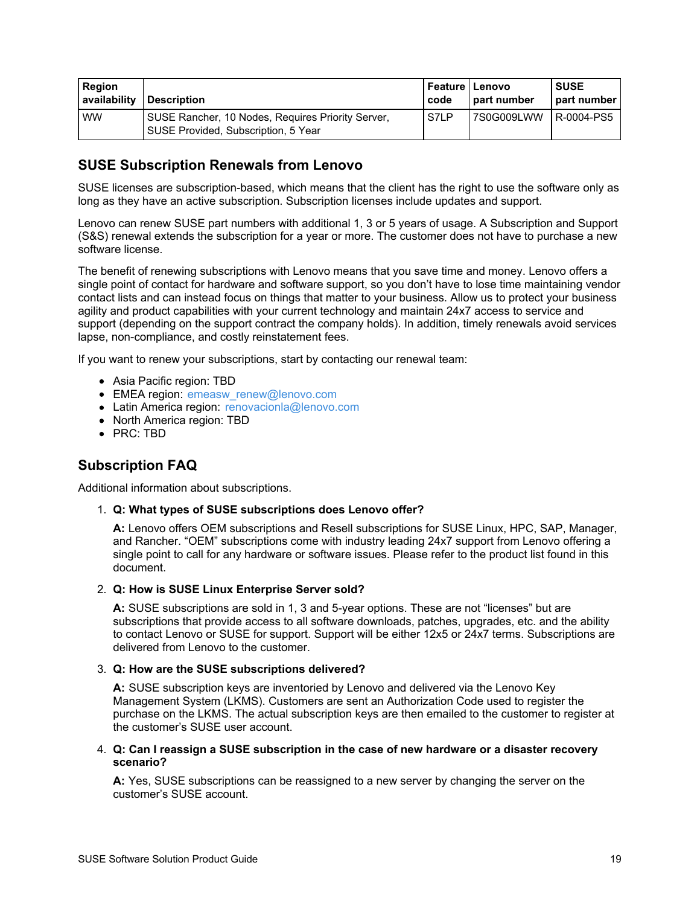| Region availability | Description | Feature code | Lenovo part number | SUSE part number |
|---|---|---|---|---|
| WW | SUSE Rancher, 10 Nodes, Requires Priority Server, SUSE Provided, Subscription, 5 Year | S7LP | 7S0G009LWW | R-0004-PS5 |

## SUSE Subscription Renewals from Lenovo

SUSE licenses are subscription-based, which means that the client has the right to use the software only as long as they have an active subscription. Subscription licenses include updates and support.

Lenovo can renew SUSE part numbers with additional 1, 3 or 5 years of usage. A Subscription and Support (S&S) renewal extends the subscription for a year or more. The customer does not have to purchase a new software license.

The benefit of renewing subscriptions with Lenovo means that you save time and money. Lenovo offers a single point of contact for hardware and software support, so you don't have to lose time maintaining vendor contact lists and can instead focus on things that matter to your business. Allow us to protect your business agility and product capabilities with your current technology and maintain 24x7 access to service and support (depending on the support contract the company holds). In addition, timely renewals avoid services lapse, non-compliance, and costly reinstatement fees.

If you want to renew your subscriptions, start by contacting our renewal team:

- Asia Pacific region: TBD
- EMEA region: emeasw_renew@lenovo.com
- Latin America region: renovacionla@lenovo.com
- North America region: TBD
- PRC: TBD

## Subscription FAQ

Additional information about subscriptions.

1. **Q: What types of SUSE subscriptions does Lenovo offer?**

   **A:** Lenovo offers OEM subscriptions and Resell subscriptions for SUSE Linux, HPC, SAP, Manager, and Rancher. "OEM" subscriptions come with industry leading 24x7 support from Lenovo offering a single point to call for any hardware or software issues. Please refer to the product list found in this document.

2. **Q: How is SUSE Linux Enterprise Server sold?**

   **A:** SUSE subscriptions are sold in 1, 3 and 5-year options. These are not "licenses" but are subscriptions that provide access to all software downloads, patches, upgrades, etc. and the ability to contact Lenovo or SUSE for support. Support will be either 12x5 or 24x7 terms. Subscriptions are delivered from Lenovo to the customer.

3. **Q: How are the SUSE subscriptions delivered?**

   **A:** SUSE subscription keys are inventoried by Lenovo and delivered via the Lenovo Key Management System (LKMS). Customers are sent an Authorization Code used to register the purchase on the LKMS. The actual subscription keys are then emailed to the customer to register at the customer's SUSE user account.

4. **Q: Can I reassign a SUSE subscription in the case of new hardware or a disaster recovery scenario?**

   **A:** Yes, SUSE subscriptions can be reassigned to a new server by changing the server on the customer's SUSE account.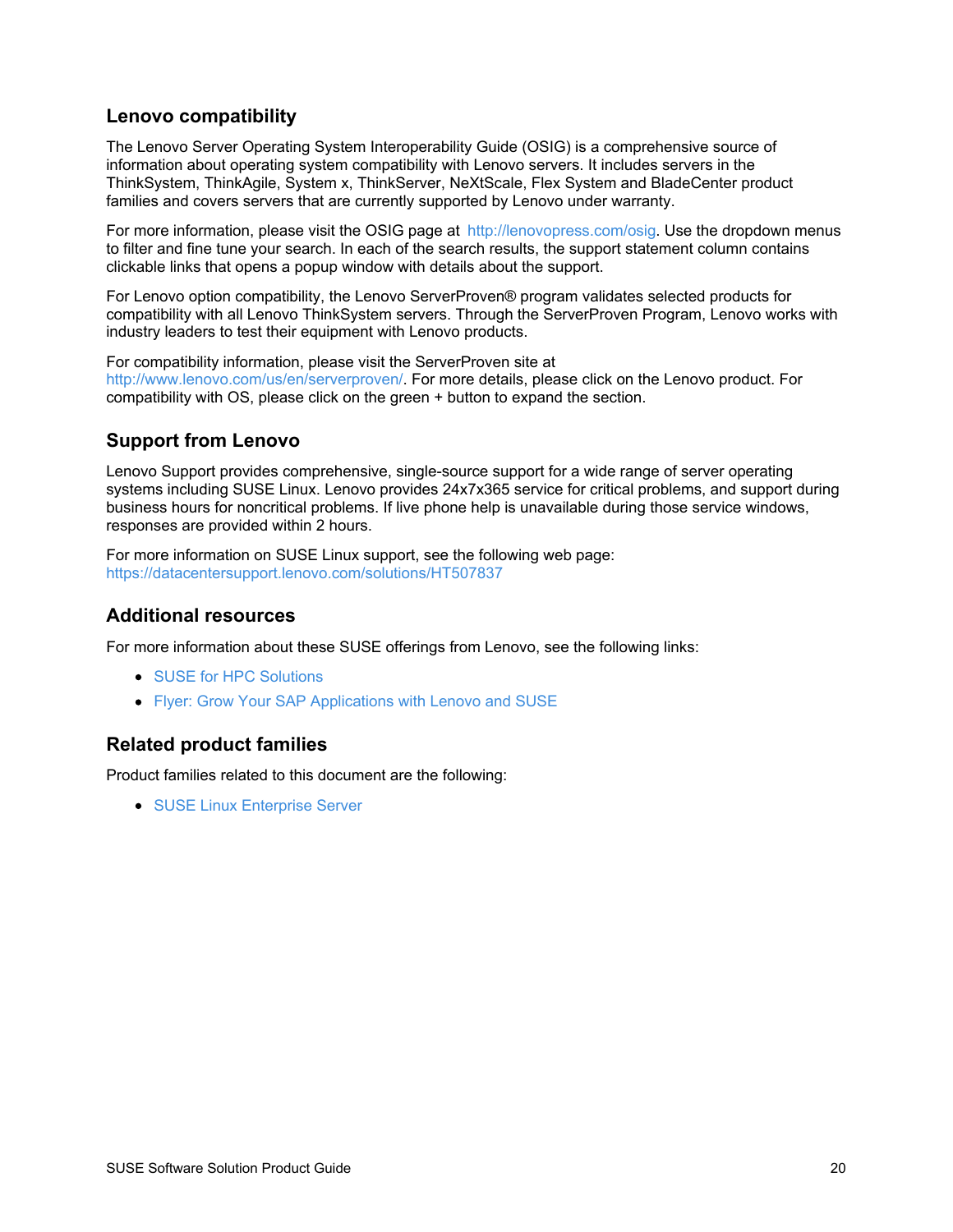## Lenovo compatibility

The Lenovo Server Operating System Interoperability Guide (OSIG) is a comprehensive source of information about operating system compatibility with Lenovo servers. It includes servers in the ThinkSystem, ThinkAgile, System x, ThinkServer, NeXtScale, Flex System and BladeCenter product families and covers servers that are currently supported by Lenovo under warranty.

For more information, please visit the OSIG page at http://lenovopress.com/osig. Use the dropdown menus to filter and fine tune your search. In each of the search results, the support statement column contains clickable links that opens a popup window with details about the support.

For Lenovo option compatibility, the Lenovo ServerProven® program validates selected products for compatibility with all Lenovo ThinkSystem servers. Through the ServerProven Program, Lenovo works with industry leaders to test their equipment with Lenovo products.

For compatibility information, please visit the ServerProven site at http://www.lenovo.com/us/en/serverproven/. For more details, please click on the Lenovo product. For compatibility with OS, please click on the green + button to expand the section.

## Support from Lenovo

Lenovo Support provides comprehensive, single-source support for a wide range of server operating systems including SUSE Linux. Lenovo provides 24x7x365 service for critical problems, and support during business hours for noncritical problems. If live phone help is unavailable during those service windows, responses are provided within 2 hours.

For more information on SUSE Linux support, see the following web page: https://datacentersupport.lenovo.com/solutions/HT507837

## Additional resources

For more information about these SUSE offerings from Lenovo, see the following links:

- SUSE for HPC Solutions
- Flyer: Grow Your SAP Applications with Lenovo and SUSE

## Related product families

Product families related to this document are the following:

- SUSE Linux Enterprise Server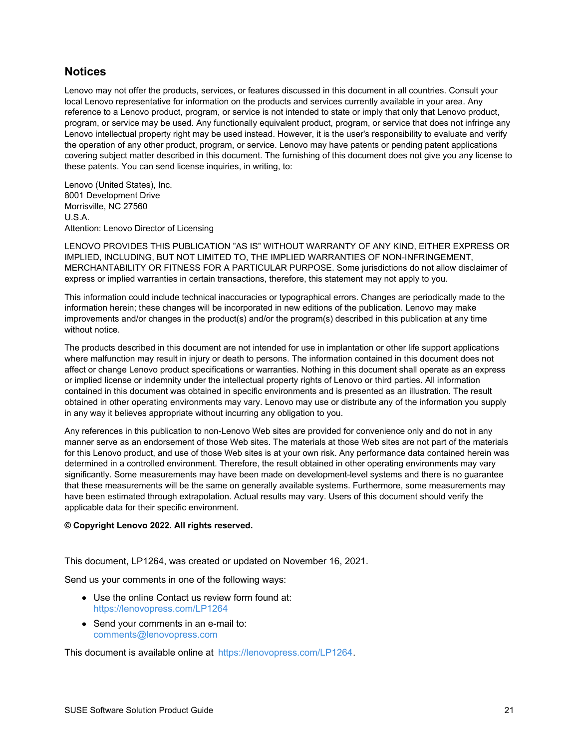## Notices

Lenovo may not offer the products, services, or features discussed in this document in all countries. Consult your local Lenovo representative for information on the products and services currently available in your area. Any reference to a Lenovo product, program, or service is not intended to state or imply that only that Lenovo product, program, or service may be used. Any functionally equivalent product, program, or service that does not infringe any Lenovo intellectual property right may be used instead. However, it is the user's responsibility to evaluate and verify the operation of any other product, program, or service. Lenovo may have patents or pending patent applications covering subject matter described in this document. The furnishing of this document does not give you any license to these patents. You can send license inquiries, in writing, to:

Lenovo (United States), Inc.
8001 Development Drive
Morrisville, NC 27560
U.S.A.
Attention: Lenovo Director of Licensing

LENOVO PROVIDES THIS PUBLICATION "AS IS" WITHOUT WARRANTY OF ANY KIND, EITHER EXPRESS OR IMPLIED, INCLUDING, BUT NOT LIMITED TO, THE IMPLIED WARRANTIES OF NON-INFRINGEMENT, MERCHANTABILITY OR FITNESS FOR A PARTICULAR PURPOSE. Some jurisdictions do not allow disclaimer of express or implied warranties in certain transactions, therefore, this statement may not apply to you.

This information could include technical inaccuracies or typographical errors. Changes are periodically made to the information herein; these changes will be incorporated in new editions of the publication. Lenovo may make improvements and/or changes in the product(s) and/or the program(s) described in this publication at any time without notice.

The products described in this document are not intended for use in implantation or other life support applications where malfunction may result in injury or death to persons. The information contained in this document does not affect or change Lenovo product specifications or warranties. Nothing in this document shall operate as an express or implied license or indemnity under the intellectual property rights of Lenovo or third parties. All information contained in this document was obtained in specific environments and is presented as an illustration. The result obtained in other operating environments may vary. Lenovo may use or distribute any of the information you supply in any way it believes appropriate without incurring any obligation to you.

Any references in this publication to non-Lenovo Web sites are provided for convenience only and do not in any manner serve as an endorsement of those Web sites. The materials at those Web sites are not part of the materials for this Lenovo product, and use of those Web sites is at your own risk. Any performance data contained herein was determined in a controlled environment. Therefore, the result obtained in other operating environments may vary significantly. Some measurements may have been made on development-level systems and there is no guarantee that these measurements will be the same on generally available systems. Furthermore, some measurements may have been estimated through extrapolation. Actual results may vary. Users of this document should verify the applicable data for their specific environment.

**© Copyright Lenovo 2022. All rights reserved.**

This document, LP1264, was created or updated on November 16, 2021.

Send us your comments in one of the following ways:

- Use the online Contact us review form found at:
  https://lenovopress.com/LP1264
- Send your comments in an e-mail to:
  comments@lenovopress.com

This document is available online at https://lenovopress.com/LP1264.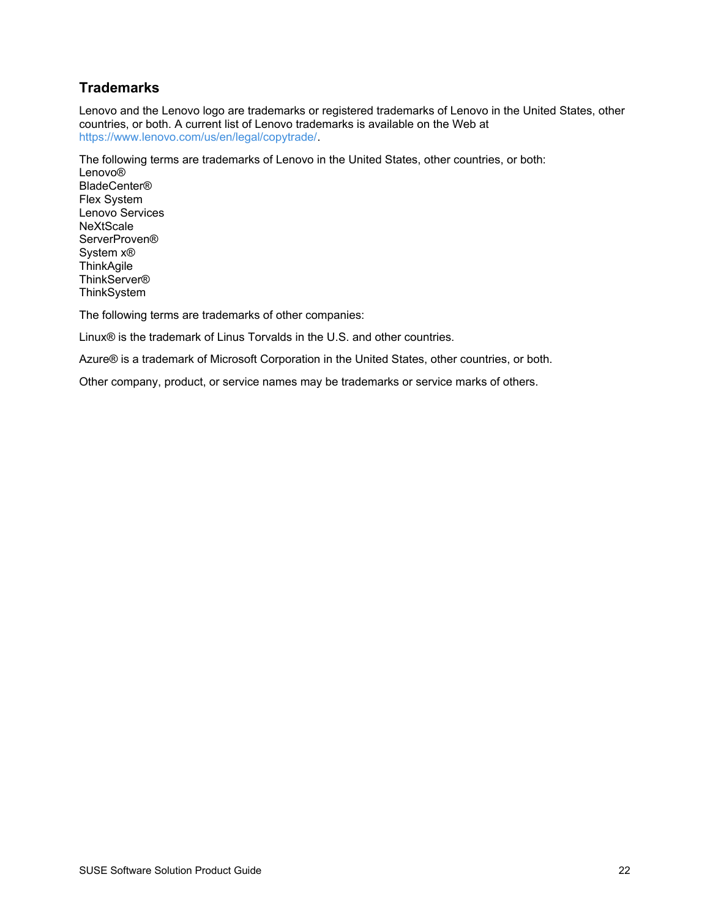## Trademarks

Lenovo and the Lenovo logo are trademarks or registered trademarks of Lenovo in the United States, other countries, or both. A current list of Lenovo trademarks is available on the Web at https://www.lenovo.com/us/en/legal/copytrade/.

The following terms are trademarks of Lenovo in the United States, other countries, or both:
Lenovo®
BladeCenter®
Flex System
Lenovo Services
NeXtScale
ServerProven®
System x®
ThinkAgile
ThinkServer®
ThinkSystem

The following terms are trademarks of other companies:

Linux® is the trademark of Linus Torvalds in the U.S. and other countries.

Azure® is a trademark of Microsoft Corporation in the United States, other countries, or both.

Other company, product, or service names may be trademarks or service marks of others.